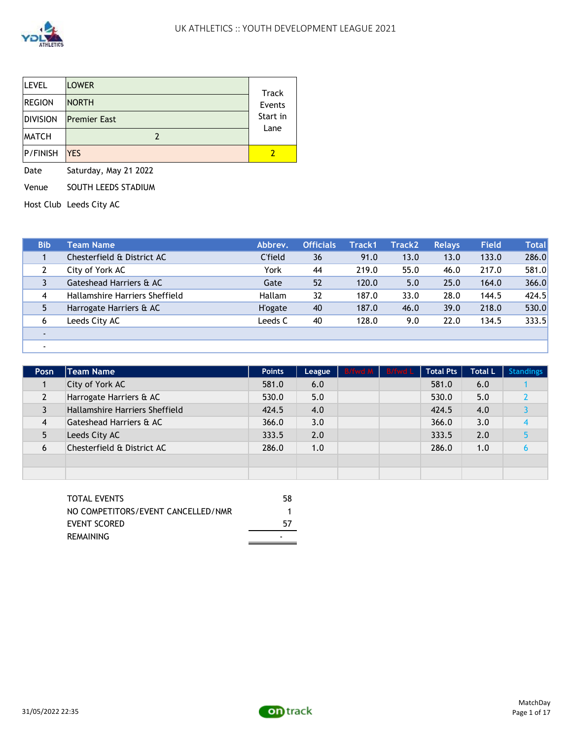# UK ATHLETICS :: YOUTH DEVELOPMENT LEAGUE 2021

| LEVEL | LOWER | Track Events Start in Lane |
|---|---|---|
| REGION | NORTH | |
| DIVISION | Premier East | |
| MATCH | 2 | |
| P/FINISH | YES | 2 |

Date Saturday, May 21 2022

Venue SOUTH LEEDS STADIUM

Host Club Leeds City AC

| Bib | Team Name | Abbrev. | Officials | Track1 | Track2 | Relays | Field | Total |
|---|---|---|---|---|---|---|---|---|
| 1 | Chesterfield & District AC | C'field | 36 | 91.0 | 13.0 | 13.0 | 133.0 | 286.0 |
| 2 | City of York AC | York | 44 | 219.0 | 55.0 | 46.0 | 217.0 | 581.0 |
| 3 | Gateshead Harriers & AC | Gate | 52 | 120.0 | 5.0 | 25.0 | 164.0 | 366.0 |
| 4 | Hallamshire Harriers Sheffield | Hallam | 32 | 187.0 | 33.0 | 28.0 | 144.5 | 424.5 |
| 5 | Harrogate Harriers & AC | H'ogate | 40 | 187.0 | 46.0 | 39.0 | 218.0 | 530.0 |
| 6 | Leeds City AC | Leeds C | 40 | 128.0 | 9.0 | 22.0 | 134.5 | 333.5 |
| - | | | | | | | | |
| - | | | | | | | | |

| Posn | Team Name | Points | League | B/fwd M | B/fwd L | Total Pts | Total L | Standings |
|---|---|---|---|---|---|---|---|---|
| 1 | City of York AC | 581.0 | 6.0 | | | 581.0 | 6.0 | 1 |
| 2 | Harrogate Harriers & AC | 530.0 | 5.0 | | | 530.0 | 5.0 | 2 |
| 3 | Hallamshire Harriers Sheffield | 424.5 | 4.0 | | | 424.5 | 4.0 | 3 |
| 4 | Gateshead Harriers & AC | 366.0 | 3.0 | | | 366.0 | 3.0 | 4 |
| 5 | Leeds City AC | 333.5 | 2.0 | | | 333.5 | 2.0 | 5 |
| 6 | Chesterfield & District AC | 286.0 | 1.0 | | | 286.0 | 1.0 | 6 |
| | | | | | | | | |
| | | | | | | | | |

| | |
|---|---|
| TOTAL EVENTS | 58 |
| NO COMPETITORS/EVENT CANCELLED/NMR | 1 |
| EVENT SCORED | 57 |
| REMAINING | - |

31/05/2022 22:35

MatchDay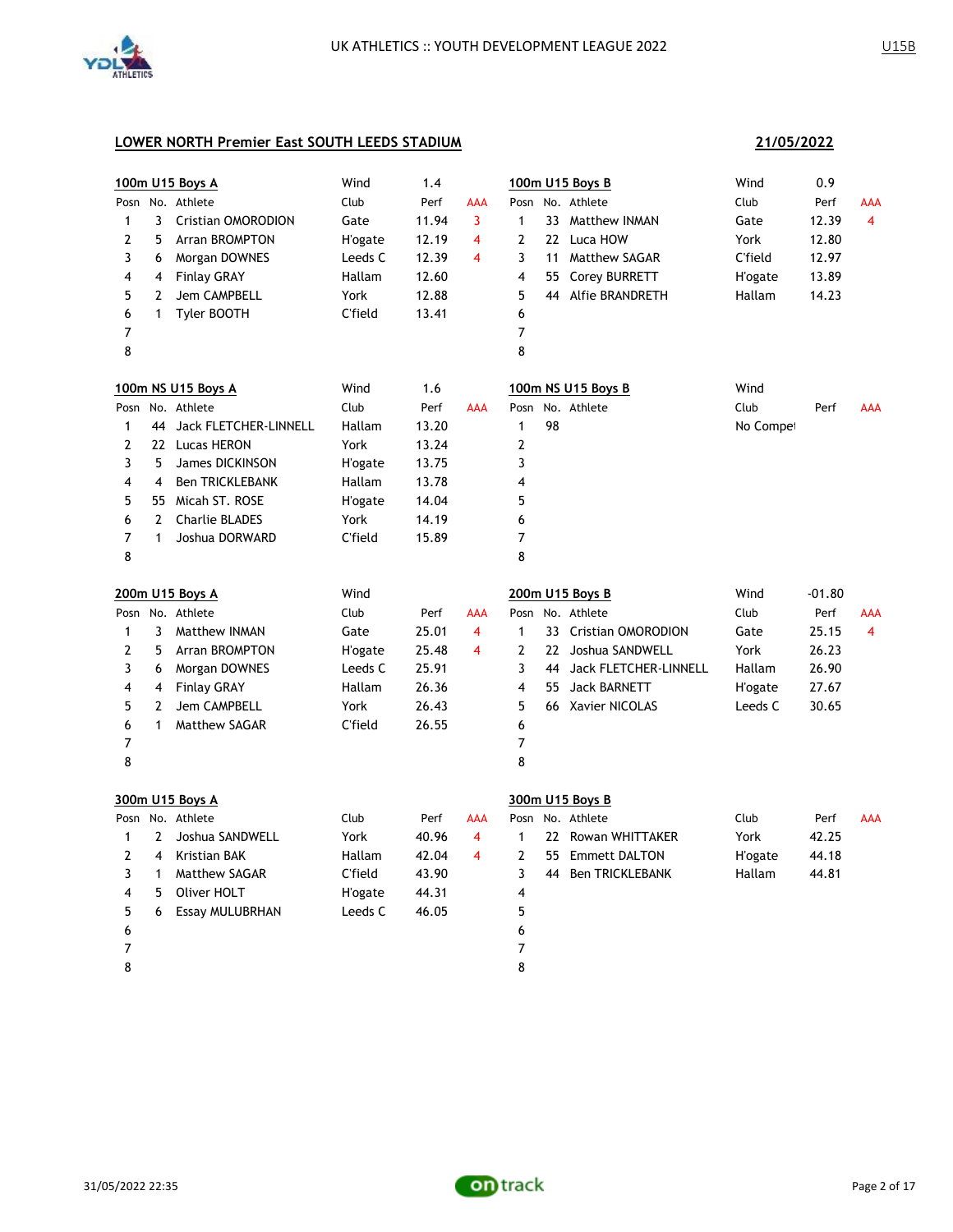## LOWER NORTH Premier East SOUTH LEEDS STADIUM

**21/05/2022**

### 100m U15 Boys A

Wind 1.4

| Posn | No. | Athlete | Club | Perf | AAA |
|---|---|---|---|---|---|
| 1 | 3 | Cristian OMORODION | Gate | 11.94 | 3 |
| 2 | 5 | Arran BROMPTON | H'ogate | 12.19 | 4 |
| 3 | 6 | Morgan DOWNES | Leeds C | 12.39 | 4 |
| 4 | 4 | Finlay GRAY | Hallam | 12.60 | |
| 5 | 2 | Jem CAMPBELL | York | 12.88 | |
| 6 | 1 | Tyler BOOTH | C'field | 13.41 | |
| 7 | | | | | |
| 8 | | | | | |

### 100m U15 Boys B

Wind 0.9

| Posn | No. | Athlete | Club | Perf | AAA |
|---|---|---|---|---|---|
| 1 | 33 | Matthew INMAN | Gate | 12.39 | 4 |
| 2 | 22 | Luca HOW | York | 12.80 | |
| 3 | 11 | Matthew SAGAR | C'field | 12.97 | |
| 4 | 55 | Corey BURRETT | H'ogate | 13.89 | |
| 5 | 44 | Alfie BRANDRETH | Hallam | 14.23 | |
| 6 | | | | | |
| 7 | | | | | |
| 8 | | | | | |

### 100m NS U15 Boys A

Wind 1.6

| Posn | No. | Athlete | Club | Perf | AAA |
|---|---|---|---|---|---|
| 1 | 44 | Jack FLETCHER-LINNELL | Hallam | 13.20 | |
| 2 | 22 | Lucas HERON | York | 13.24 | |
| 3 | 5 | James DICKINSON | H'ogate | 13.75 | |
| 4 | 4 | Ben TRICKLEBANK | Hallam | 13.78 | |
| 5 | 55 | Micah ST. ROSE | H'ogate | 14.04 | |
| 6 | 2 | Charlie BLADES | York | 14.19 | |
| 7 | 1 | Joshua DORWARD | C'field | 15.89 | |
| 8 | | | | | |

### 100m NS U15 Boys B

Wind

| Posn | No. | Athlete | Club | Perf | AAA |
|---|---|---|---|---|---|
| 1 | 98 | | No Compet | | |
| 2 | | | | | |
| 3 | | | | | |
| 4 | | | | | |
| 5 | | | | | |
| 6 | | | | | |
| 7 | | | | | |
| 8 | | | | | |

### 200m U15 Boys A

Wind

| Posn | No. | Athlete | Club | Perf | AAA |
|---|---|---|---|---|---|
| 1 | 3 | Matthew INMAN | Gate | 25.01 | 4 |
| 2 | 5 | Arran BROMPTON | H'ogate | 25.48 | 4 |
| 3 | 6 | Morgan DOWNES | Leeds C | 25.91 | |
| 4 | 4 | Finlay GRAY | Hallam | 26.36 | |
| 5 | 2 | Jem CAMPBELL | York | 26.43 | |
| 6 | 1 | Matthew SAGAR | C'field | 26.55 | |
| 7 | | | | | |
| 8 | | | | | |

### 200m U15 Boys B

Wind -01.80

| Posn | No. | Athlete | Club | Perf | AAA |
|---|---|---|---|---|---|
| 1 | 33 | Cristian OMORODION | Gate | 25.15 | 4 |
| 2 | 22 | Joshua SANDWELL | York | 26.23 | |
| 3 | 44 | Jack FLETCHER-LINNELL | Hallam | 26.90 | |
| 4 | 55 | Jack BARNETT | H'ogate | 27.67 | |
| 5 | 66 | Xavier NICOLAS | Leeds C | 30.65 | |
| 6 | | | | | |
| 7 | | | | | |
| 8 | | | | | |

### 300m U15 Boys A

| Posn | No. | Athlete | Club | Perf | AAA |
|---|---|---|---|---|---|
| 1 | 2 | Joshua SANDWELL | York | 40.96 | 4 |
| 2 | 4 | Kristian BAK | Hallam | 42.04 | 4 |
| 3 | 1 | Matthew SAGAR | C'field | 43.90 | |
| 4 | 5 | Oliver HOLT | H'ogate | 44.31 | |
| 5 | 6 | Essay MULUBRHAN | Leeds C | 46.05 | |
| 6 | | | | | |
| 7 | | | | | |
| 8 | | | | | |

### 300m U15 Boys B

| Posn | No. | Athlete | Club | Perf | AAA |
|---|---|---|---|---|---|
| 1 | 22 | Rowan WHITTAKER | York | 42.25 | |
| 2 | 55 | Emmett DALTON | H'ogate | 44.18 | |
| 3 | 44 | Ben TRICKLEBANK | Hallam | 44.81 | |
| 4 | | | | | |
| 5 | | | | | |
| 6 | | | | | |
| 7 | | | | | |
| 8 | | | | | |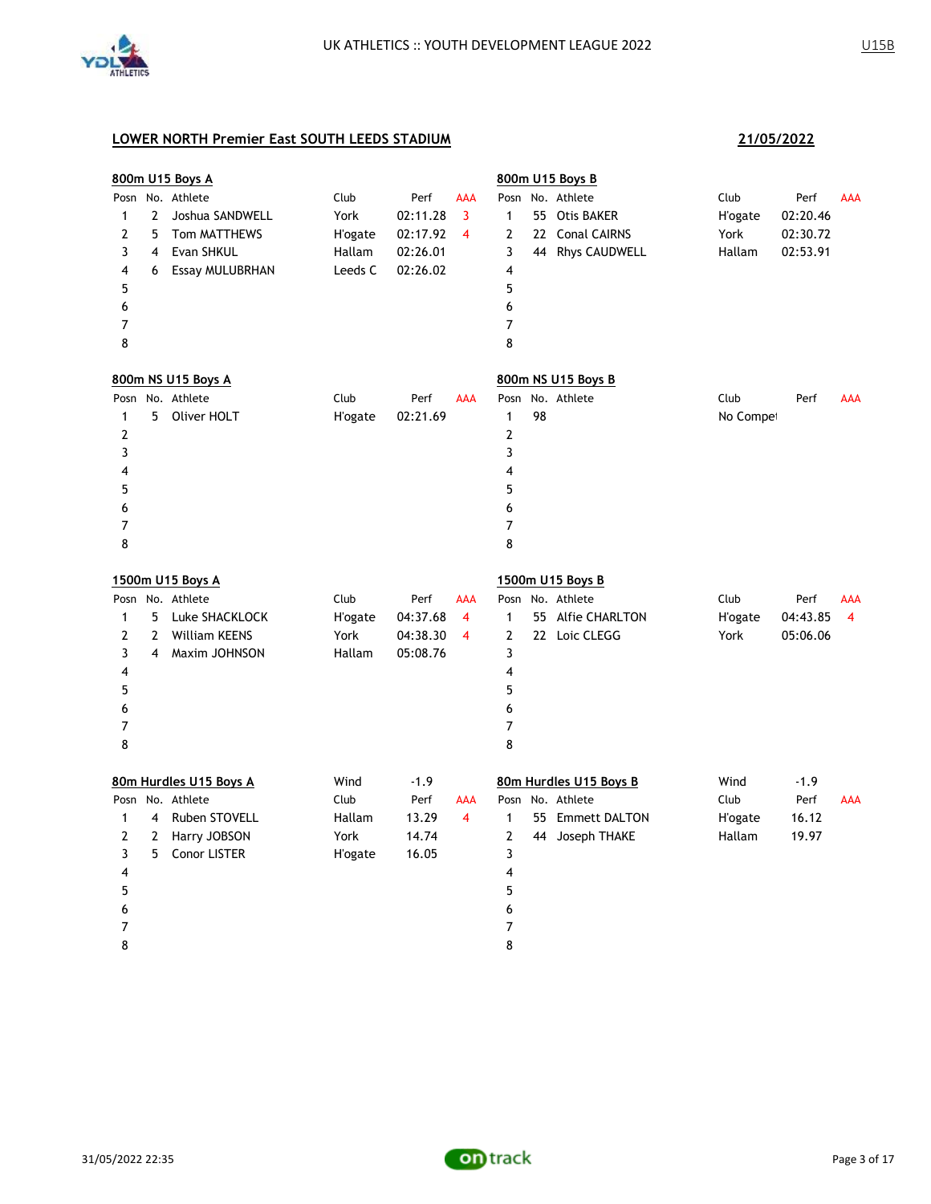UK ATHLETICS :: YOUTH DEVELOPMENT LEAGUE 2022

U15B

## LOWER NORTH Premier East SOUTH LEEDS STADIUM

**21/05/2022**

### 800m U15 Boys A

| Posn | No. | Athlete | Club | Perf | AAA |
|---|---|---|---|---|---|
| 1 | 2 | Joshua SANDWELL | York | 02:11.28 | 3 |
| 2 | 5 | Tom MATTHEWS | H'ogate | 02:17.92 | 4 |
| 3 | 4 | Evan SHKUL | Hallam | 02:26.01 | |
| 4 | 6 | Essay MULUBRHAN | Leeds C | 02:26.02 | |
| 5 | | | | | |
| 6 | | | | | |
| 7 | | | | | |
| 8 | | | | | |

### 800m U15 Boys B

| Posn | No. | Athlete | Club | Perf | AAA |
|---|---|---|---|---|---|
| 1 | 55 | Otis BAKER | H'ogate | 02:20.46 | |
| 2 | 22 | Conal CAIRNS | York | 02:30.72 | |
| 3 | 44 | Rhys CAUDWELL | Hallam | 02:53.91 | |
| 4 | | | | | |
| 5 | | | | | |
| 6 | | | | | |
| 7 | | | | | |
| 8 | | | | | |

### 800m NS U15 Boys A

| Posn | No. | Athlete | Club | Perf | AAA |
|---|---|---|---|---|---|
| 1 | 5 | Oliver HOLT | H'ogate | 02:21.69 | |
| 2 | | | | | |
| 3 | | | | | |
| 4 | | | | | |
| 5 | | | | | |
| 6 | | | | | |
| 7 | | | | | |
| 8 | | | | | |

### 800m NS U15 Boys B

| Posn | No. | Athlete | Club | Perf | AAA |
|---|---|---|---|---|---|
| 1 | 98 | | No Compet | | |
| 2 | | | | | |
| 3 | | | | | |
| 4 | | | | | |
| 5 | | | | | |
| 6 | | | | | |
| 7 | | | | | |
| 8 | | | | | |

### 1500m U15 Boys A

| Posn | No. | Athlete | Club | Perf | AAA |
|---|---|---|---|---|---|
| 1 | 5 | Luke SHACKLOCK | H'ogate | 04:37.68 | 4 |
| 2 | 2 | William KEENS | York | 04:38.30 | 4 |
| 3 | 4 | Maxim JOHNSON | Hallam | 05:08.76 | |
| 4 | | | | | |
| 5 | | | | | |
| 6 | | | | | |
| 7 | | | | | |
| 8 | | | | | |

### 1500m U15 Boys B

| Posn | No. | Athlete | Club | Perf | AAA |
|---|---|---|---|---|---|
| 1 | 55 | Alfie CHARLTON | H'ogate | 04:43.85 | 4 |
| 2 | 22 | Loic CLEGG | York | 05:06.06 | |
| 3 | | | | | |
| 4 | | | | | |
| 5 | | | | | |
| 6 | | | | | |
| 7 | | | | | |
| 8 | | | | | |

### 80m Hurdles U15 Boys A

Wind -1.9

| Posn | No. | Athlete | Club | Perf | AAA |
|---|---|---|---|---|---|
| 1 | 4 | Ruben STOVELL | Hallam | 13.29 | 4 |
| 2 | 2 | Harry JOBSON | York | 14.74 | |
| 3 | 5 | Conor LISTER | H'ogate | 16.05 | |
| 4 | | | | | |
| 5 | | | | | |
| 6 | | | | | |
| 7 | | | | | |
| 8 | | | | | |

### 80m Hurdles U15 Boys B

Wind -1.9

| Posn | No. | Athlete | Club | Perf | AAA |
|---|---|---|---|---|---|
| 1 | 55 | Emmett DALTON | H'ogate | 16.12 | |
| 2 | 44 | Joseph THAKE | Hallam | 19.97 | |
| 3 | | | | | |
| 4 | | | | | |
| 5 | | | | | |
| 6 | | | | | |
| 7 | | | | | |
| 8 | | | | | |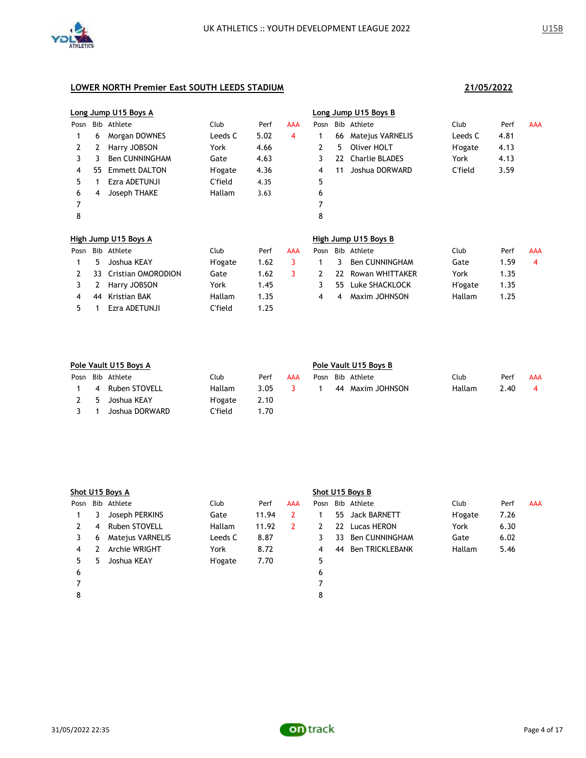UK ATHLETICS :: YOUTH DEVELOPMENT LEAGUE 2022

U15B

## LOWER NORTH Premier East SOUTH LEEDS STADIUM

**21/05/2022**

### Long Jump U15 Boys A

| Posn | Bib | Athlete | Club | Perf | AAA |
|---|---|---|---|---|---|
| 1 | 6 | Morgan DOWNES | Leeds C | 5.02 | 4 |
| 2 | 2 | Harry JOBSON | York | 4.66 | |
| 3 | 3 | Ben CUNNINGHAM | Gate | 4.63 | |
| 4 | 55 | Emmett DALTON | H'ogate | 4.36 | |
| 5 | 1 | Ezra ADETUNJI | C'field | 4.35 | |
| 6 | 4 | Joseph THAKE | Hallam | 3.63 | |
| 7 | | | | | |
| 8 | | | | | |

### Long Jump U15 Boys B

| Posn | Bib | Athlete | Club | Perf | AAA |
|---|---|---|---|---|---|
| 1 | 66 | Matejus VARNELIS | Leeds C | 4.81 | |
| 2 | 5 | Oliver HOLT | H'ogate | 4.13 | |
| 3 | 22 | Charlie BLADES | York | 4.13 | |
| 4 | 11 | Joshua DORWARD | C'field | 3.59 | |
| 5 | | | | | |
| 6 | | | | | |
| 7 | | | | | |
| 8 | | | | | |

### High Jump U15 Boys A

| Posn | Bib | Athlete | Club | Perf | AAA |
|---|---|---|---|---|---|
| 1 | 5 | Joshua KEAY | H'ogate | 1.62 | 3 |
| 2 | 33 | Cristian OMORODION | Gate | 1.62 | 3 |
| 3 | 2 | Harry JOBSON | York | 1.45 | |
| 4 | 44 | Kristian BAK | Hallam | 1.35 | |
| 5 | 1 | Ezra ADETUNJI | C'field | 1.25 | |

### High Jump U15 Boys B

| Posn | Bib | Athlete | Club | Perf | AAA |
|---|---|---|---|---|---|
| 1 | 3 | Ben CUNNINGHAM | Gate | 1.59 | 4 |
| 2 | 22 | Rowan WHITTAKER | York | 1.35 | |
| 3 | 55 | Luke SHACKLOCK | H'ogate | 1.35 | |
| 4 | 4 | Maxim JOHNSON | Hallam | 1.25 | |

### Pole Vault U15 Boys A

| Posn | Bib | Athlete | Club | Perf | AAA |
|---|---|---|---|---|---|
| 1 | 4 | Ruben STOVELL | Hallam | 3.05 | 3 |
| 2 | 5 | Joshua KEAY | H'ogate | 2.10 | |
| 3 | 1 | Joshua DORWARD | C'field | 1.70 | |

### Pole Vault U15 Boys B

| Posn | Bib | Athlete | Club | Perf | AAA |
|---|---|---|---|---|---|
| 1 | 44 | Maxim JOHNSON | Hallam | 2.40 | 4 |

### Shot U15 Boys A

| Posn | Bib | Athlete | Club | Perf | AAA |
|---|---|---|---|---|---|
| 1 | 3 | Joseph PERKINS | Gate | 11.94 | 2 |
| 2 | 4 | Ruben STOVELL | Hallam | 11.92 | 2 |
| 3 | 6 | Matejus VARNELIS | Leeds C | 8.87 | |
| 4 | 2 | Archie WRIGHT | York | 8.72 | |
| 5 | 5 | Joshua KEAY | H'ogate | 7.70 | |
| 6 | | | | | |
| 7 | | | | | |
| 8 | | | | | |

### Shot U15 Boys B

| Posn | Bib | Athlete | Club | Perf | AAA |
|---|---|---|---|---|---|
| 1 | 55 | Jack BARNETT | H'ogate | 7.26 | |
| 2 | 22 | Lucas HERON | York | 6.30 | |
| 3 | 33 | Ben CUNNINGHAM | Gate | 6.02 | |
| 4 | 44 | Ben TRICKLEBANK | Hallam | 5.46 | |
| 5 | | | | | |
| 6 | | | | | |
| 7 | | | | | |
| 8 | | | | | |

31/05/2022 22:35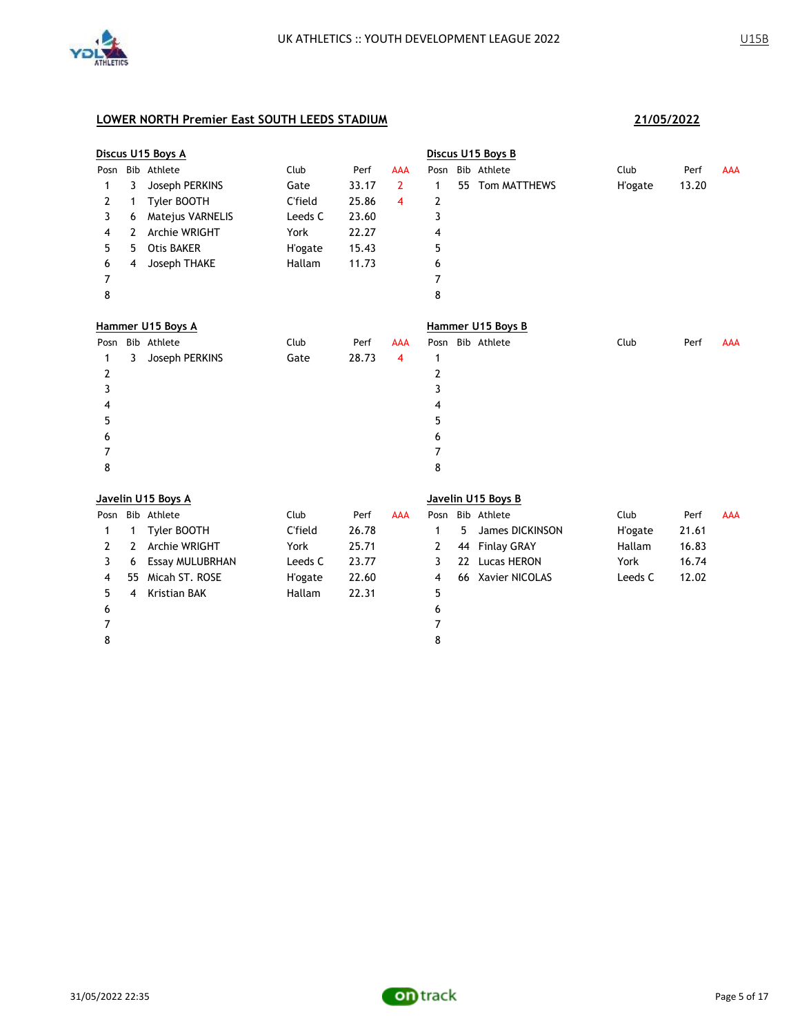## LOWER NORTH Premier East SOUTH LEEDS STADIUM

**21/05/2022**

### Discus U15 Boys A

| Posn | Bib | Athlete | Club | Perf | AAA |
|---|---|---|---|---|---|
| 1 | 3 | Joseph PERKINS | Gate | 33.17 | 2 |
| 2 | 1 | Tyler BOOTH | C'field | 25.86 | 4 |
| 3 | 6 | Matejus VARNELIS | Leeds C | 23.60 | |
| 4 | 2 | Archie WRIGHT | York | 22.27 | |
| 5 | 5 | Otis BAKER | H'ogate | 15.43 | |
| 6 | 4 | Joseph THAKE | Hallam | 11.73 | |
| 7 | | | | | |
| 8 | | | | | |

### Discus U15 Boys B

| Posn | Bib | Athlete | Club | Perf | AAA |
|---|---|---|---|---|---|
| 1 | 55 | Tom MATTHEWS | H'ogate | 13.20 | |
| 2 | | | | | |
| 3 | | | | | |
| 4 | | | | | |
| 5 | | | | | |
| 6 | | | | | |
| 7 | | | | | |
| 8 | | | | | |

### Hammer U15 Boys A

| Posn | Bib | Athlete | Club | Perf | AAA |
|---|---|---|---|---|---|
| 1 | 3 | Joseph PERKINS | Gate | 28.73 | 4 |
| 2 | | | | | |
| 3 | | | | | |
| 4 | | | | | |
| 5 | | | | | |
| 6 | | | | | |
| 7 | | | | | |
| 8 | | | | | |

### Hammer U15 Boys B

| Posn | Bib | Athlete | Club | Perf | AAA |
|---|---|---|---|---|---|
| 1 | | | | | |
| 2 | | | | | |
| 3 | | | | | |
| 4 | | | | | |
| 5 | | | | | |
| 6 | | | | | |
| 7 | | | | | |
| 8 | | | | | |

### Javelin U15 Boys A

| Posn | Bib | Athlete | Club | Perf | AAA |
|---|---|---|---|---|---|
| 1 | 1 | Tyler BOOTH | C'field | 26.78 | |
| 2 | 2 | Archie WRIGHT | York | 25.71 | |
| 3 | 6 | Essay MULUBRHAN | Leeds C | 23.77 | |
| 4 | 55 | Micah ST. ROSE | H'ogate | 22.60 | |
| 5 | 4 | Kristian BAK | Hallam | 22.31 | |
| 6 | | | | | |
| 7 | | | | | |
| 8 | | | | | |

### Javelin U15 Boys B

| Posn | Bib | Athlete | Club | Perf | AAA |
|---|---|---|---|---|---|
| 1 | 5 | James DICKINSON | H'ogate | 21.61 | |
| 2 | 44 | Finlay GRAY | Hallam | 16.83 | |
| 3 | 22 | Lucas HERON | York | 16.74 | |
| 4 | 66 | Xavier NICOLAS | Leeds C | 12.02 | |
| 5 | | | | | |
| 6 | | | | | |
| 7 | | | | | |
| 8 | | | | | |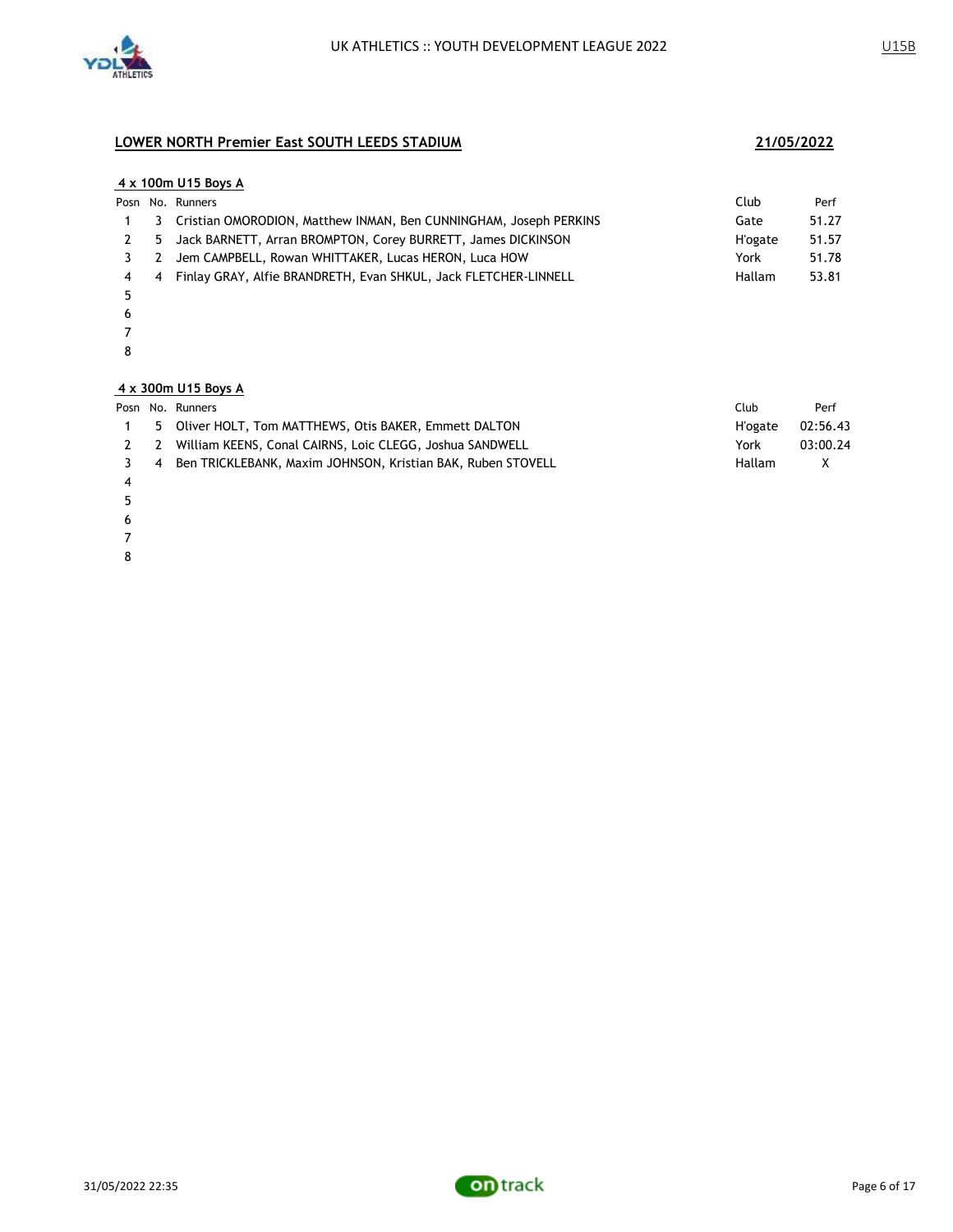## LOWER NORTH Premier East SOUTH LEEDS STADIUM

**21/05/2022**

### 4 x 100m U15 Boys A

| Posn | No. | Runners | Club | Perf |
|---|---|---|---|---|
| 1 | 3 | Cristian OMORODION, Matthew INMAN, Ben CUNNINGHAM, Joseph PERKINS | Gate | 51.27 |
| 2 | 5 | Jack BARNETT, Arran BROMPTON, Corey BURRETT, James DICKINSON | H'ogate | 51.57 |
| 3 | 2 | Jem CAMPBELL, Rowan WHITTAKER, Lucas HERON, Luca HOW | York | 51.78 |
| 4 | 4 | Finlay GRAY, Alfie BRANDRETH, Evan SHKUL, Jack FLETCHER-LINNELL | Hallam | 53.81 |
| 5 | | | | |
| 6 | | | | |
| 7 | | | | |
| 8 | | | | |

### 4 x 300m U15 Boys A

| Posn | No. | Runners | Club | Perf |
|---|---|---|---|---|
| 1 | 5 | Oliver HOLT, Tom MATTHEWS, Otis BAKER, Emmett DALTON | H'ogate | 02:56.43 |
| 2 | 2 | William KEENS, Conal CAIRNS, Loic CLEGG, Joshua SANDWELL | York | 03:00.24 |
| 3 | 4 | Ben TRICKLEBANK, Maxim JOHNSON, Kristian BAK, Ruben STOVELL | Hallam | X |
| 4 | | | | |
| 5 | | | | |
| 6 | | | | |
| 7 | | | | |
| 8 | | | | |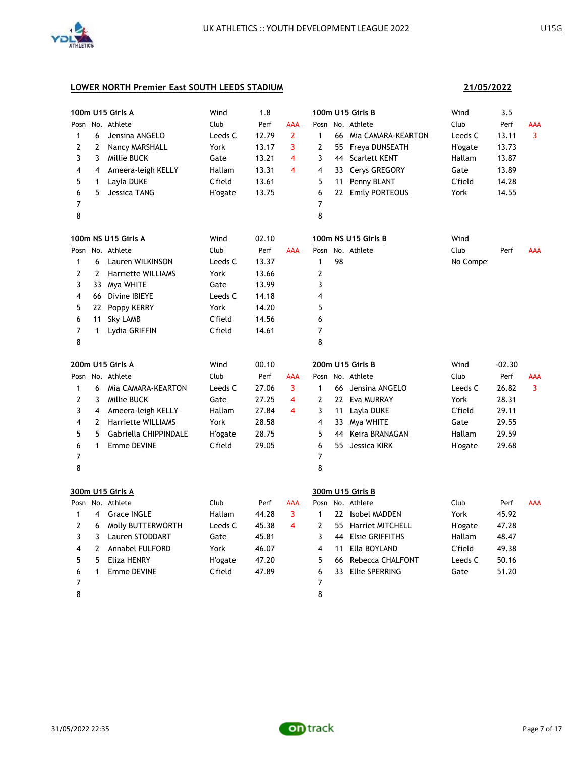## LOWER NORTH Premier East SOUTH LEEDS STADIUM

**21/05/2022**

### 100m U15 Girls A

Wind 1.8

| Posn | No. | Athlete | Club | Perf | AAA |
|---|---|---|---|---|---|
| 1 | 6 | Jensina ANGELO | Leeds C | 12.79 | 2 |
| 2 | 2 | Nancy MARSHALL | York | 13.17 | 3 |
| 3 | 3 | Millie BUCK | Gate | 13.21 | 4 |
| 4 | 4 | Ameera-leigh KELLY | Hallam | 13.31 | 4 |
| 5 | 1 | Layla DUKE | C'field | 13.61 | |
| 6 | 5 | Jessica TANG | H'ogate | 13.75 | |
| 7 | | | | | |
| 8 | | | | | |

### 100m U15 Girls B

Wind 3.5

| Posn | No. | Athlete | Club | Perf | AAA |
|---|---|---|---|---|---|
| 1 | 66 | Mia CAMARA-KEARTON | Leeds C | 13.11 | 3 |
| 2 | 55 | Freya DUNSEATH | H'ogate | 13.73 | |
| 3 | 44 | Scarlett KENT | Hallam | 13.87 | |
| 4 | 33 | Cerys GREGORY | Gate | 13.89 | |
| 5 | 11 | Penny BLANT | C'field | 14.28 | |
| 6 | 22 | Emily PORTEOUS | York | 14.55 | |
| 7 | | | | | |
| 8 | | | | | |

### 100m NS U15 Girls A

Wind 02.10

| Posn | No. | Athlete | Club | Perf | AAA |
|---|---|---|---|---|---|
| 1 | 6 | Lauren WILKINSON | Leeds C | 13.37 | |
| 2 | 2 | Harriette WILLIAMS | York | 13.66 | |
| 3 | 33 | Mya WHITE | Gate | 13.99 | |
| 4 | 66 | Divine IBIEYE | Leeds C | 14.18 | |
| 5 | 22 | Poppy KERRY | York | 14.20 | |
| 6 | 11 | Sky LAMB | C'field | 14.56 | |
| 7 | 1 | Lydia GRIFFIN | C'field | 14.61 | |
| 8 | | | | | |

### 100m NS U15 Girls B

Wind

| Posn | No. | Athlete | Club | Perf | AAA |
|---|---|---|---|---|---|
| 1 | 98 | | No Compet | | |
| 2 | | | | | |
| 3 | | | | | |
| 4 | | | | | |
| 5 | | | | | |
| 6 | | | | | |
| 7 | | | | | |
| 8 | | | | | |

### 200m U15 Girls A

Wind 00.10

| Posn | No. | Athlete | Club | Perf | AAA |
|---|---|---|---|---|---|
| 1 | 6 | Mia CAMARA-KEARTON | Leeds C | 27.06 | 3 |
| 2 | 3 | Millie BUCK | Gate | 27.25 | 4 |
| 3 | 4 | Ameera-leigh KELLY | Hallam | 27.84 | 4 |
| 4 | 2 | Harriette WILLIAMS | York | 28.58 | |
| 5 | 5 | Gabriella CHIPPINDALE | H'ogate | 28.75 | |
| 6 | 1 | Emme DEVINE | C'field | 29.05 | |
| 7 | | | | | |
| 8 | | | | | |

### 200m U15 Girls B

Wind -02.30

| Posn | No. | Athlete | Club | Perf | AAA |
|---|---|---|---|---|---|
| 1 | 66 | Jensina ANGELO | Leeds C | 26.82 | 3 |
| 2 | 22 | Eva MURRAY | York | 28.31 | |
| 3 | 11 | Layla DUKE | C'field | 29.11 | |
| 4 | 33 | Mya WHITE | Gate | 29.55 | |
| 5 | 44 | Keira BRANAGAN | Hallam | 29.59 | |
| 6 | 55 | Jessica KIRK | H'ogate | 29.68 | |
| 7 | | | | | |
| 8 | | | | | |

### 300m U15 Girls A

| Posn | No. | Athlete | Club | Perf | AAA |
|---|---|---|---|---|---|
| 1 | 4 | Grace INGLE | Hallam | 44.28 | 3 |
| 2 | 6 | Molly BUTTERWORTH | Leeds C | 45.38 | 4 |
| 3 | 3 | Lauren STODDART | Gate | 45.81 | |
| 4 | 2 | Annabel FULFORD | York | 46.07 | |
| 5 | 5 | Eliza HENRY | H'ogate | 47.20 | |
| 6 | 1 | Emme DEVINE | C'field | 47.89 | |
| 7 | | | | | |
| 8 | | | | | |

### 300m U15 Girls B

| Posn | No. | Athlete | Club | Perf | AAA |
|---|---|---|---|---|---|
| 1 | 22 | Isobel MADDEN | York | 45.92 | |
| 2 | 55 | Harriet MITCHELL | H'ogate | 47.28 | |
| 3 | 44 | Elsie GRIFFITHS | Hallam | 48.47 | |
| 4 | 11 | Ella BOYLAND | C'field | 49.38 | |
| 5 | 66 | Rebecca CHALFONT | Leeds C | 50.16 | |
| 6 | 33 | Ellie SPERRING | Gate | 51.20 | |
| 7 | | | | | |
| 8 | | | | | |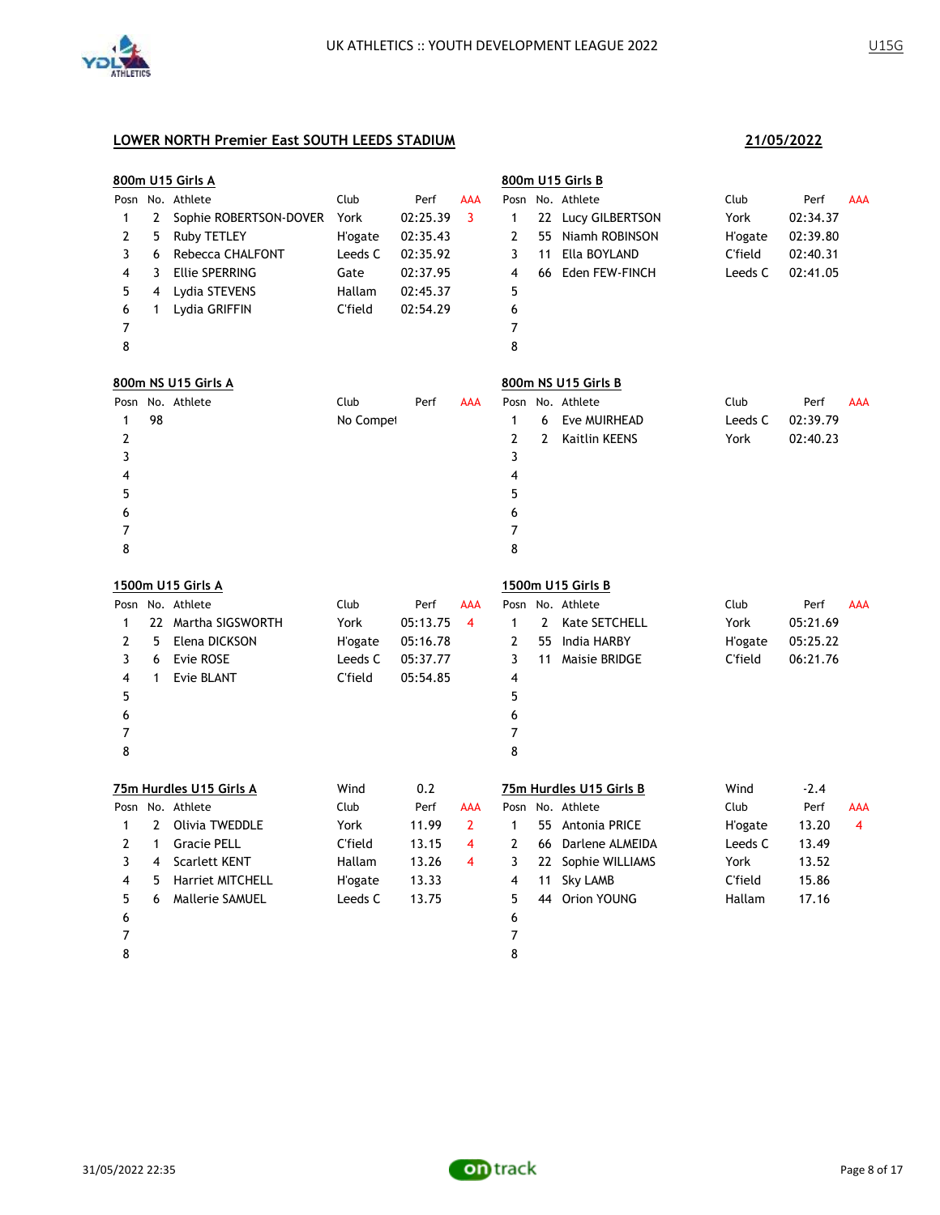## LOWER NORTH Premier East SOUTH LEEDS STADIUM

**21/05/2022**

### 800m U15 Girls A

| Posn | No. | Athlete | Club | Perf | AAA |
|---|---|---|---|---|---|
| 1 | 2 | Sophie ROBERTSON-DOVER | York | 02:25.39 | 3 |
| 2 | 5 | Ruby TETLEY | H'ogate | 02:35.43 | |
| 3 | 6 | Rebecca CHALFONT | Leeds C | 02:35.92 | |
| 4 | 3 | Ellie SPERRING | Gate | 02:37.95 | |
| 5 | 4 | Lydia STEVENS | Hallam | 02:45.37 | |
| 6 | 1 | Lydia GRIFFIN | C'field | 02:54.29 | |
| 7 | | | | | |
| 8 | | | | | |

### 800m U15 Girls B

| Posn | No. | Athlete | Club | Perf | AAA |
|---|---|---|---|---|---|
| 1 | 22 | Lucy GILBERTSON | York | 02:34.37 | |
| 2 | 55 | Niamh ROBINSON | H'ogate | 02:39.80 | |
| 3 | 11 | Ella BOYLAND | C'field | 02:40.31 | |
| 4 | 66 | Eden FEW-FINCH | Leeds C | 02:41.05 | |
| 5 | | | | | |
| 6 | | | | | |
| 7 | | | | | |
| 8 | | | | | |

### 800m NS U15 Girls A

| Posn | No. | Athlete | Club | Perf | AAA |
|---|---|---|---|---|---|
| 1 | 98 | | No Compet | | |
| 2 | | | | | |
| 3 | | | | | |
| 4 | | | | | |
| 5 | | | | | |
| 6 | | | | | |
| 7 | | | | | |
| 8 | | | | | |

### 800m NS U15 Girls B

| Posn | No. | Athlete | Club | Perf | AAA |
|---|---|---|---|---|---|
| 1 | 6 | Eve MUIRHEAD | Leeds C | 02:39.79 | |
| 2 | 2 | Kaitlin KEENS | York | 02:40.23 | |
| 3 | | | | | |
| 4 | | | | | |
| 5 | | | | | |
| 6 | | | | | |
| 7 | | | | | |
| 8 | | | | | |

### 1500m U15 Girls A

| Posn | No. | Athlete | Club | Perf | AAA |
|---|---|---|---|---|---|
| 1 | 22 | Martha SIGSWORTH | York | 05:13.75 | 4 |
| 2 | 5 | Elena DICKSON | H'ogate | 05:16.78 | |
| 3 | 6 | Evie ROSE | Leeds C | 05:37.77 | |
| 4 | 1 | Evie BLANT | C'field | 05:54.85 | |
| 5 | | | | | |
| 6 | | | | | |
| 7 | | | | | |
| 8 | | | | | |

### 1500m U15 Girls B

| Posn | No. | Athlete | Club | Perf | AAA |
|---|---|---|---|---|---|
| 1 | 2 | Kate SETCHELL | York | 05:21.69 | |
| 2 | 55 | India HARBY | H'ogate | 05:25.22 | |
| 3 | 11 | Maisie BRIDGE | C'field | 06:21.76 | |
| 4 | | | | | |
| 5 | | | | | |
| 6 | | | | | |
| 7 | | | | | |
| 8 | | | | | |

### 75m Hurdles U15 Girls A

Wind 0.2

| Posn | No. | Athlete | Club | Perf | AAA |
|---|---|---|---|---|---|
| 1 | 2 | Olivia TWEDDLE | York | 11.99 | 2 |
| 2 | 1 | Gracie PELL | C'field | 13.15 | 4 |
| 3 | 4 | Scarlett KENT | Hallam | 13.26 | 4 |
| 4 | 5 | Harriet MITCHELL | H'ogate | 13.33 | |
| 5 | 6 | Mallerie SAMUEL | Leeds C | 13.75 | |
| 6 | | | | | |
| 7 | | | | | |
| 8 | | | | | |

### 75m Hurdles U15 Girls B

Wind -2.4

| Posn | No. | Athlete | Club | Perf | AAA |
|---|---|---|---|---|---|
| 1 | 55 | Antonia PRICE | H'ogate | 13.20 | 4 |
| 2 | 66 | Darlene ALMEIDA | Leeds C | 13.49 | |
| 3 | 22 | Sophie WILLIAMS | York | 13.52 | |
| 4 | 11 | Sky LAMB | C'field | 15.86 | |
| 5 | 44 | Orion YOUNG | Hallam | 17.16 | |
| 6 | | | | | |
| 7 | | | | | |
| 8 | | | | | |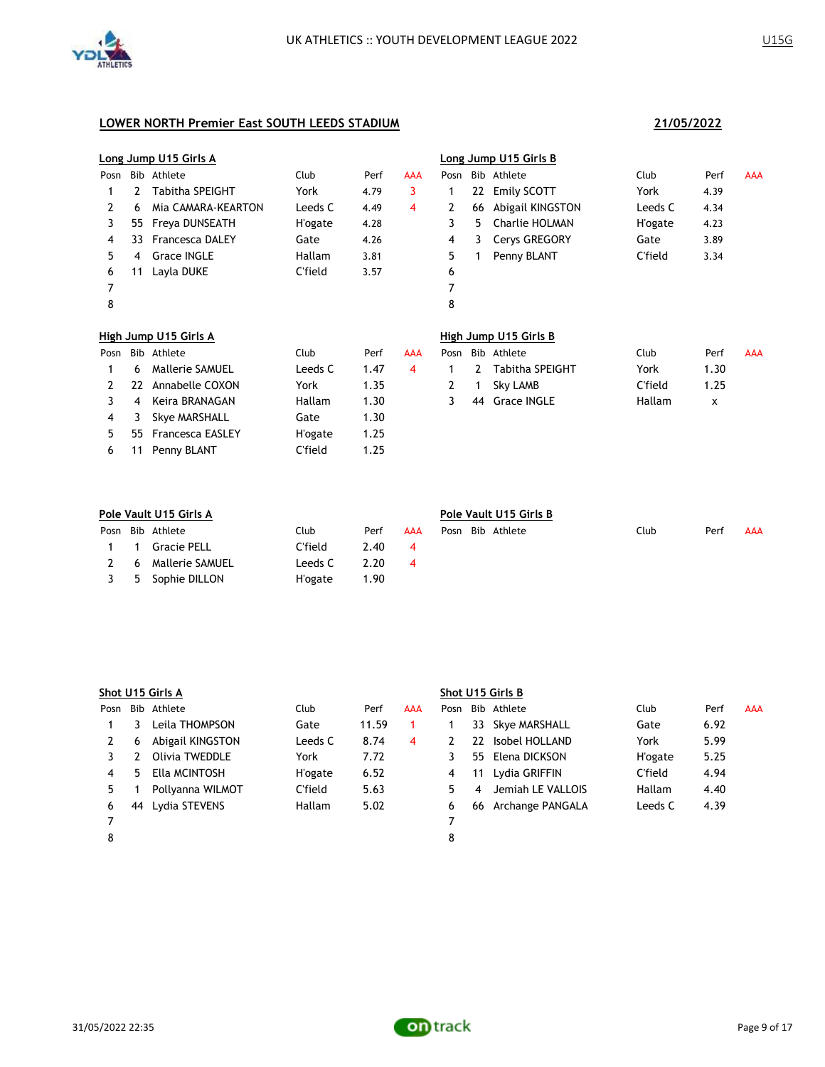## LOWER NORTH Premier East SOUTH LEEDS STADIUM

**21/05/2022**

### Long Jump U15 Girls A

| Posn | Bib | Athlete | Club | Perf | AAA |
|---|---|---|---|---|---|
| 1 | 2 | Tabitha SPEIGHT | York | 4.79 | 3 |
| 2 | 6 | Mia CAMARA-KEARTON | Leeds C | 4.49 | 4 |
| 3 | 55 | Freya DUNSEATH | H'ogate | 4.28 | |
| 4 | 33 | Francesca DALEY | Gate | 4.26 | |
| 5 | 4 | Grace INGLE | Hallam | 3.81 | |
| 6 | 11 | Layla DUKE | C'field | 3.57 | |
| 7 | | | | | |
| 8 | | | | | |

### Long Jump U15 Girls B

| Posn | Bib | Athlete | Club | Perf | AAA |
|---|---|---|---|---|---|
| 1 | 22 | Emily SCOTT | York | 4.39 | |
| 2 | 66 | Abigail KINGSTON | Leeds C | 4.34 | |
| 3 | 5 | Charlie HOLMAN | H'ogate | 4.23 | |
| 4 | 3 | Cerys GREGORY | Gate | 3.89 | |
| 5 | 1 | Penny BLANT | C'field | 3.34 | |
| 6 | | | | | |
| 7 | | | | | |
| 8 | | | | | |

### High Jump U15 Girls A

| Posn | Bib | Athlete | Club | Perf | AAA |
|---|---|---|---|---|---|
| 1 | 6 | Mallerie SAMUEL | Leeds C | 1.47 | 4 |
| 2 | 22 | Annabelle COXON | York | 1.35 | |
| 3 | 4 | Keira BRANAGAN | Hallam | 1.30 | |
| 4 | 3 | Skye MARSHALL | Gate | 1.30 | |
| 5 | 55 | Francesca EASLEY | H'ogate | 1.25 | |
| 6 | 11 | Penny BLANT | C'field | 1.25 | |

### High Jump U15 Girls B

| Posn | Bib | Athlete | Club | Perf | AAA |
|---|---|---|---|---|---|
| 1 | 2 | Tabitha SPEIGHT | York | 1.30 | |
| 2 | 1 | Sky LAMB | C'field | 1.25 | |
| 3 | 44 | Grace INGLE | Hallam | x | |

### Pole Vault U15 Girls A

| Posn | Bib | Athlete | Club | Perf | AAA |
|---|---|---|---|---|---|
| 1 | 1 | Gracie PELL | C'field | 2.40 | 4 |
| 2 | 6 | Mallerie SAMUEL | Leeds C | 2.20 | 4 |
| 3 | 5 | Sophie DILLON | H'ogate | 1.90 | |

### Pole Vault U15 Girls B

| Posn | Bib | Athlete | Club | Perf | AAA |
|---|---|---|---|---|---|

### Shot U15 Girls A

| Posn | Bib | Athlete | Club | Perf | AAA |
|---|---|---|---|---|---|
| 1 | 3 | Leila THOMPSON | Gate | 11.59 | 1 |
| 2 | 6 | Abigail KINGSTON | Leeds C | 8.74 | 4 |
| 3 | 2 | Olivia TWEDDLE | York | 7.72 | |
| 4 | 5 | Ella MCINTOSH | H'ogate | 6.52 | |
| 5 | 1 | Pollyanna WILMOT | C'field | 5.63 | |
| 6 | 44 | Lydia STEVENS | Hallam | 5.02 | |
| 7 | | | | | |
| 8 | | | | | |

### Shot U15 Girls B

| Posn | Bib | Athlete | Club | Perf | AAA |
|---|---|---|---|---|---|
| 1 | 33 | Skye MARSHALL | Gate | 6.92 | |
| 2 | 22 | Isobel HOLLAND | York | 5.99 | |
| 3 | 55 | Elena DICKSON | H'ogate | 5.25 | |
| 4 | 11 | Lydia GRIFFIN | C'field | 4.94 | |
| 5 | 4 | Jemiah LE VALLOIS | Hallam | 4.40 | |
| 6 | 66 | Archange PANGALA | Leeds C | 4.39 | |
| 7 | | | | | |
| 8 | | | | | |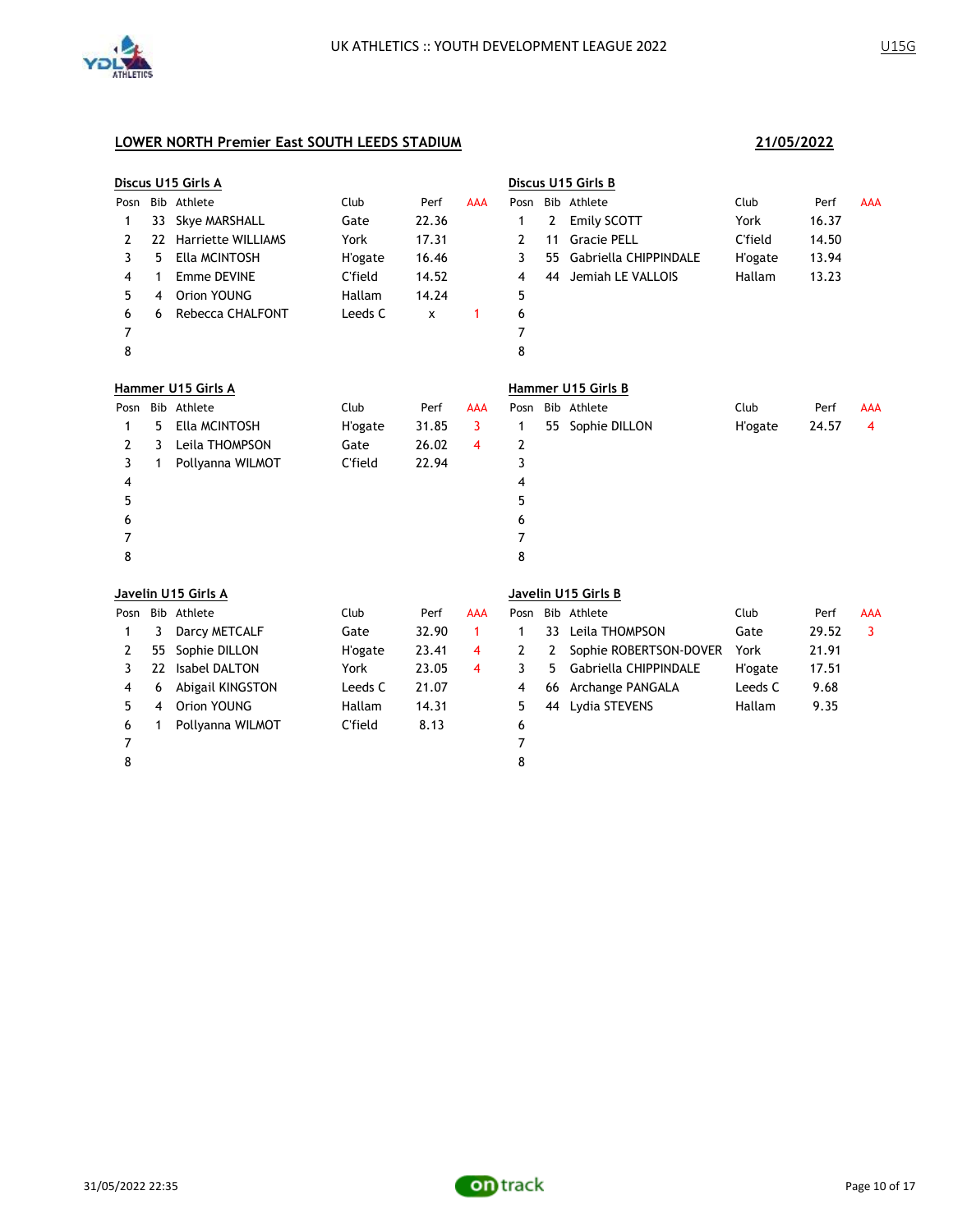## LOWER NORTH Premier East SOUTH LEEDS STADIUM

**21/05/2022**

### Discus U15 Girls A

| Posn | Bib | Athlete | Club | Perf | AAA |
|---|---|---|---|---|---|
| 1 | 33 | Skye MARSHALL | Gate | 22.36 | |
| 2 | 22 | Harriette WILLIAMS | York | 17.31 | |
| 3 | 5 | Ella MCINTOSH | H'ogate | 16.46 | |
| 4 | 1 | Emme DEVINE | C'field | 14.52 | |
| 5 | 4 | Orion YOUNG | Hallam | 14.24 | |
| 6 | 6 | Rebecca CHALFONT | Leeds C | x | 1 |
| 7 | | | | | |
| 8 | | | | | |

### Discus U15 Girls B

| Posn | Bib | Athlete | Club | Perf | AAA |
|---|---|---|---|---|---|
| 1 | 2 | Emily SCOTT | York | 16.37 | |
| 2 | 11 | Gracie PELL | C'field | 14.50 | |
| 3 | 55 | Gabriella CHIPPINDALE | H'ogate | 13.94 | |
| 4 | 44 | Jemiah LE VALLOIS | Hallam | 13.23 | |
| 5 | | | | | |
| 6 | | | | | |
| 7 | | | | | |
| 8 | | | | | |

### Hammer U15 Girls A

| Posn | Bib | Athlete | Club | Perf | AAA |
|---|---|---|---|---|---|
| 1 | 5 | Ella MCINTOSH | H'ogate | 31.85 | 3 |
| 2 | 3 | Leila THOMPSON | Gate | 26.02 | 4 |
| 3 | 1 | Pollyanna WILMOT | C'field | 22.94 | |
| 4 | | | | | |
| 5 | | | | | |
| 6 | | | | | |
| 7 | | | | | |
| 8 | | | | | |

### Hammer U15 Girls B

| Posn | Bib | Athlete | Club | Perf | AAA |
|---|---|---|---|---|---|
| 1 | 55 | Sophie DILLON | H'ogate | 24.57 | 4 |
| 2 | | | | | |
| 3 | | | | | |
| 4 | | | | | |
| 5 | | | | | |
| 6 | | | | | |
| 7 | | | | | |
| 8 | | | | | |

### Javelin U15 Girls A

| Posn | Bib | Athlete | Club | Perf | AAA |
|---|---|---|---|---|---|
| 1 | 3 | Darcy METCALF | Gate | 32.90 | 1 |
| 2 | 55 | Sophie DILLON | H'ogate | 23.41 | 4 |
| 3 | 22 | Isabel DALTON | York | 23.05 | 4 |
| 4 | 6 | Abigail KINGSTON | Leeds C | 21.07 | |
| 5 | 4 | Orion YOUNG | Hallam | 14.31 | |
| 6 | 1 | Pollyanna WILMOT | C'field | 8.13 | |
| 7 | | | | | |
| 8 | | | | | |

### Javelin U15 Girls B

| Posn | Bib | Athlete | Club | Perf | AAA |
|---|---|---|---|---|---|
| 1 | 33 | Leila THOMPSON | Gate | 29.52 | 3 |
| 2 | 2 | Sophie ROBERTSON-DOVER | York | 21.91 | |
| 3 | 5 | Gabriella CHIPPINDALE | H'ogate | 17.51 | |
| 4 | 66 | Archange PANGALA | Leeds C | 9.68 | |
| 5 | 44 | Lydia STEVENS | Hallam | 9.35 | |
| 6 | | | | | |
| 7 | | | | | |
| 8 | | | | | |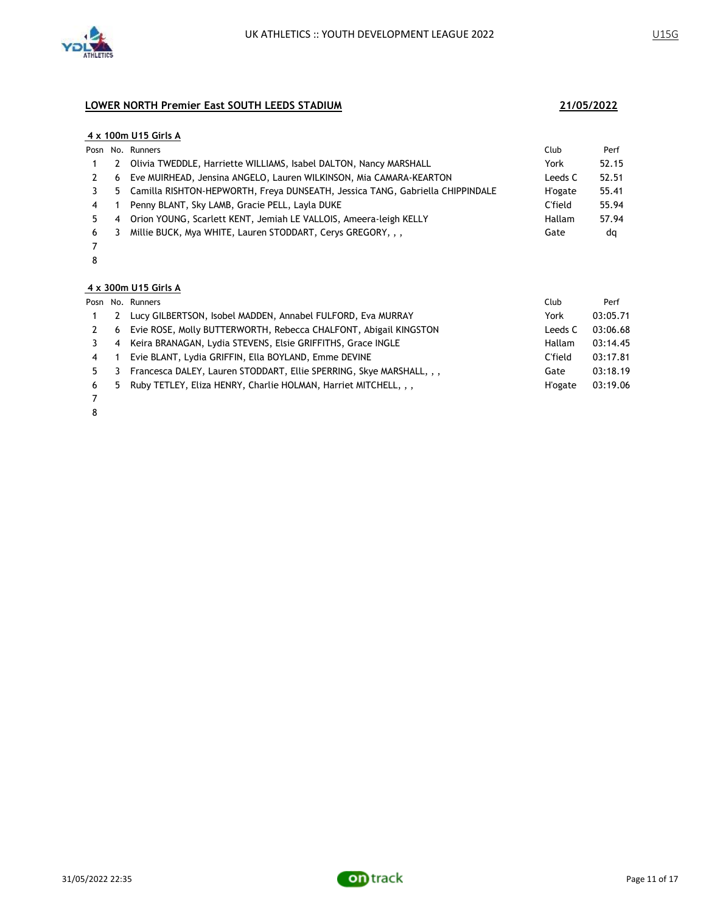## LOWER NORTH Premier East SOUTH LEEDS STADIUM

**21/05/2022**

### 4 x 100m U15 Girls A

| Posn | No. | Runners | Club | Perf |
|---|---|---|---|---|
| 1 | 2 | Olivia TWEDDLE, Harriette WILLIAMS, Isabel DALTON, Nancy MARSHALL | York | 52.15 |
| 2 | 6 | Eve MUIRHEAD, Jensina ANGELO, Lauren WILKINSON, Mia CAMARA-KEARTON | Leeds C | 52.51 |
| 3 | 5 | Camilla RISHTON-HEPWORTH, Freya DUNSEATH, Jessica TANG, Gabriella CHIPPINDALE | H'ogate | 55.41 |
| 4 | 1 | Penny BLANT, Sky LAMB, Gracie PELL, Layla DUKE | C'field | 55.94 |
| 5 | 4 | Orion YOUNG, Scarlett KENT, Jemiah LE VALLOIS, Ameera-leigh KELLY | Hallam | 57.94 |
| 6 | 3 | Millie BUCK, Mya WHITE, Lauren STODDART, Cerys GREGORY, , , | Gate | dq |
| 7 | | | | |
| 8 | | | | |

### 4 x 300m U15 Girls A

| Posn | No. | Runners | Club | Perf |
|---|---|---|---|---|
| 1 | 2 | Lucy GILBERTSON, Isobel MADDEN, Annabel FULFORD, Eva MURRAY | York | 03:05.71 |
| 2 | 6 | Evie ROSE, Molly BUTTERWORTH, Rebecca CHALFONT, Abigail KINGSTON | Leeds C | 03:06.68 |
| 3 | 4 | Keira BRANAGAN, Lydia STEVENS, Elsie GRIFFITHS, Grace INGLE | Hallam | 03:14.45 |
| 4 | 1 | Evie BLANT, Lydia GRIFFIN, Ella BOYLAND, Emme DEVINE | C'field | 03:17.81 |
| 5 | 3 | Francesca DALEY, Lauren STODDART, Ellie SPERRING, Skye MARSHALL, , , | Gate | 03:18.19 |
| 6 | 5 | Ruby TETLEY, Eliza HENRY, Charlie HOLMAN, Harriet MITCHELL, , , | H'ogate | 03:19.06 |
| 7 | | | | |
| 8 | | | | |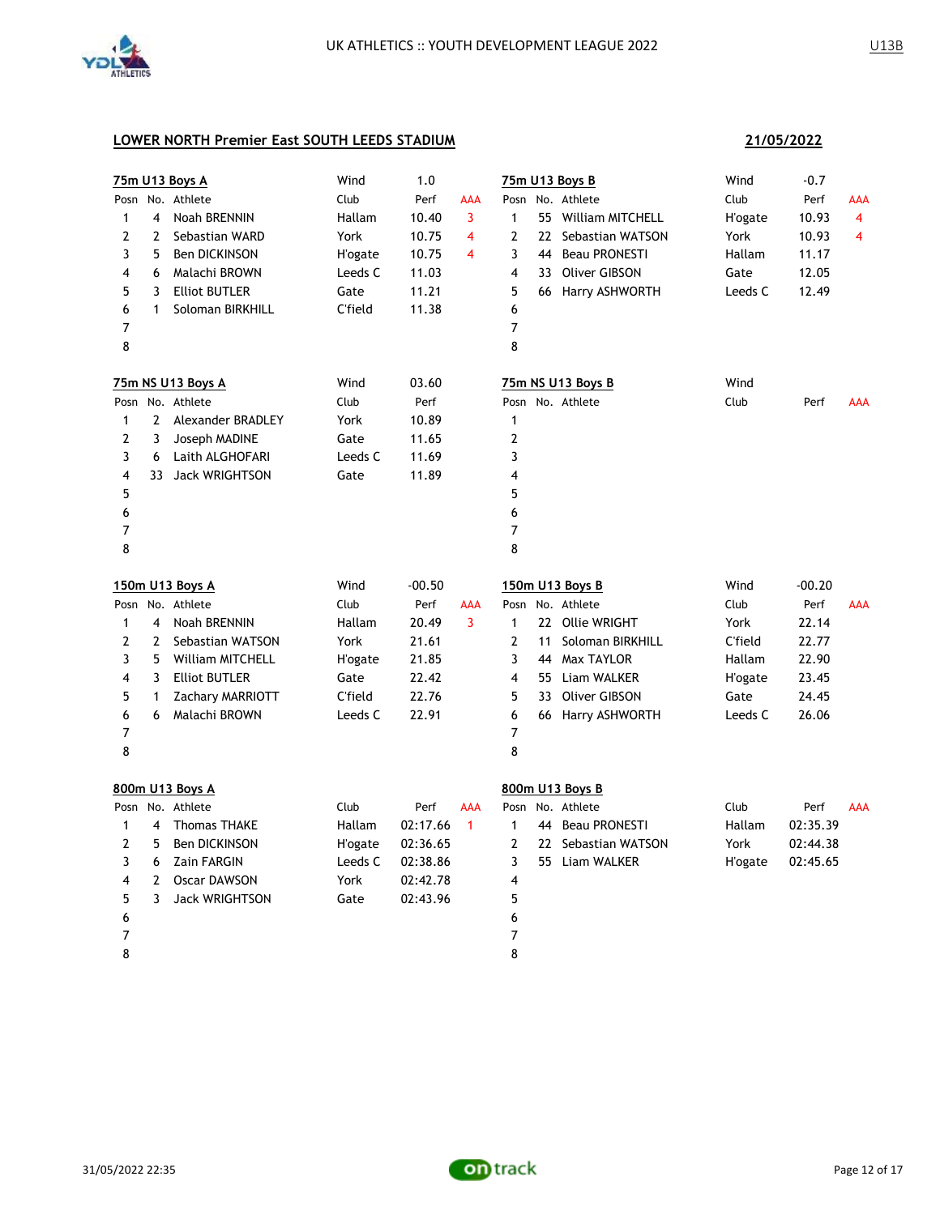## LOWER NORTH Premier East SOUTH LEEDS STADIUM

**21/05/2022**

### 75m U13 Boys A

Wind 1.0

| Posn | No. | Athlete | Club | Perf | AAA |
|---|---|---|---|---|---|
| 1 | 4 | Noah BRENNIN | Hallam | 10.40 | 3 |
| 2 | 2 | Sebastian WARD | York | 10.75 | 4 |
| 3 | 5 | Ben DICKINSON | H'ogate | 10.75 | 4 |
| 4 | 6 | Malachi BROWN | Leeds C | 11.03 | |
| 5 | 3 | Elliot BUTLER | Gate | 11.21 | |
| 6 | 1 | Soloman BIRKHILL | C'field | 11.38 | |
| 7 | | | | | |
| 8 | | | | | |

### 75m U13 Boys B

Wind -0.7

| Posn | No. | Athlete | Club | Perf | AAA |
|---|---|---|---|---|---|
| 1 | 55 | William MITCHELL | H'ogate | 10.93 | 4 |
| 2 | 22 | Sebastian WATSON | York | 10.93 | 4 |
| 3 | 44 | Beau PRONESTI | Hallam | 11.17 | |
| 4 | 33 | Oliver GIBSON | Gate | 12.05 | |
| 5 | 66 | Harry ASHWORTH | Leeds C | 12.49 | |
| 6 | | | | | |
| 7 | | | | | |
| 8 | | | | | |

### 75m NS U13 Boys A

Wind 03.60

| Posn | No. | Athlete | Club | Perf |
|---|---|---|---|---|
| 1 | 2 | Alexander BRADLEY | York | 10.89 |
| 2 | 3 | Joseph MADINE | Gate | 11.65 |
| 3 | 6 | Laith ALGHOFARI | Leeds C | 11.69 |
| 4 | 33 | Jack WRIGHTSON | Gate | 11.89 |
| 5 | | | | |
| 6 | | | | |
| 7 | | | | |
| 8 | | | | |

### 75m NS U13 Boys B

Wind

| Posn | No. | Athlete | Club | Perf | AAA |
|---|---|---|---|---|---|
| 1 | | | | | |
| 2 | | | | | |
| 3 | | | | | |
| 4 | | | | | |
| 5 | | | | | |
| 6 | | | | | |
| 7 | | | | | |
| 8 | | | | | |

### 150m U13 Boys A

Wind -00.50

| Posn | No. | Athlete | Club | Perf | AAA |
|---|---|---|---|---|---|
| 1 | 4 | Noah BRENNIN | Hallam | 20.49 | 3 |
| 2 | 2 | Sebastian WATSON | York | 21.61 | |
| 3 | 5 | William MITCHELL | H'ogate | 21.85 | |
| 4 | 3 | Elliot BUTLER | Gate | 22.42 | |
| 5 | 1 | Zachary MARRIOTT | C'field | 22.76 | |
| 6 | 6 | Malachi BROWN | Leeds C | 22.91 | |
| 7 | | | | | |
| 8 | | | | | |

### 150m U13 Boys B

Wind -00.20

| Posn | No. | Athlete | Club | Perf | AAA |
|---|---|---|---|---|---|
| 1 | 22 | Ollie WRIGHT | York | 22.14 | |
| 2 | 11 | Soloman BIRKHILL | C'field | 22.77 | |
| 3 | 44 | Max TAYLOR | Hallam | 22.90 | |
| 4 | 55 | Liam WALKER | H'ogate | 23.45 | |
| 5 | 33 | Oliver GIBSON | Gate | 24.45 | |
| 6 | 66 | Harry ASHWORTH | Leeds C | 26.06 | |
| 7 | | | | | |
| 8 | | | | | |

### 800m U13 Boys A

| Posn | No. | Athlete | Club | Perf | AAA |
|---|---|---|---|---|---|
| 1 | 4 | Thomas THAKE | Hallam | 02:17.66 | 1 |
| 2 | 5 | Ben DICKINSON | H'ogate | 02:36.65 | |
| 3 | 6 | Zain FARGIN | Leeds C | 02:38.86 | |
| 4 | 2 | Oscar DAWSON | York | 02:42.78 | |
| 5 | 3 | Jack WRIGHTSON | Gate | 02:43.96 | |
| 6 | | | | | |
| 7 | | | | | |
| 8 | | | | | |

### 800m U13 Boys B

| Posn | No. | Athlete | Club | Perf | AAA |
|---|---|---|---|---|---|
| 1 | 44 | Beau PRONESTI | Hallam | 02:35.39 | |
| 2 | 22 | Sebastian WATSON | York | 02:44.38 | |
| 3 | 55 | Liam WALKER | H'ogate | 02:45.65 | |
| 4 | | | | | |
| 5 | | | | | |
| 6 | | | | | |
| 7 | | | | | |
| 8 | | | | | |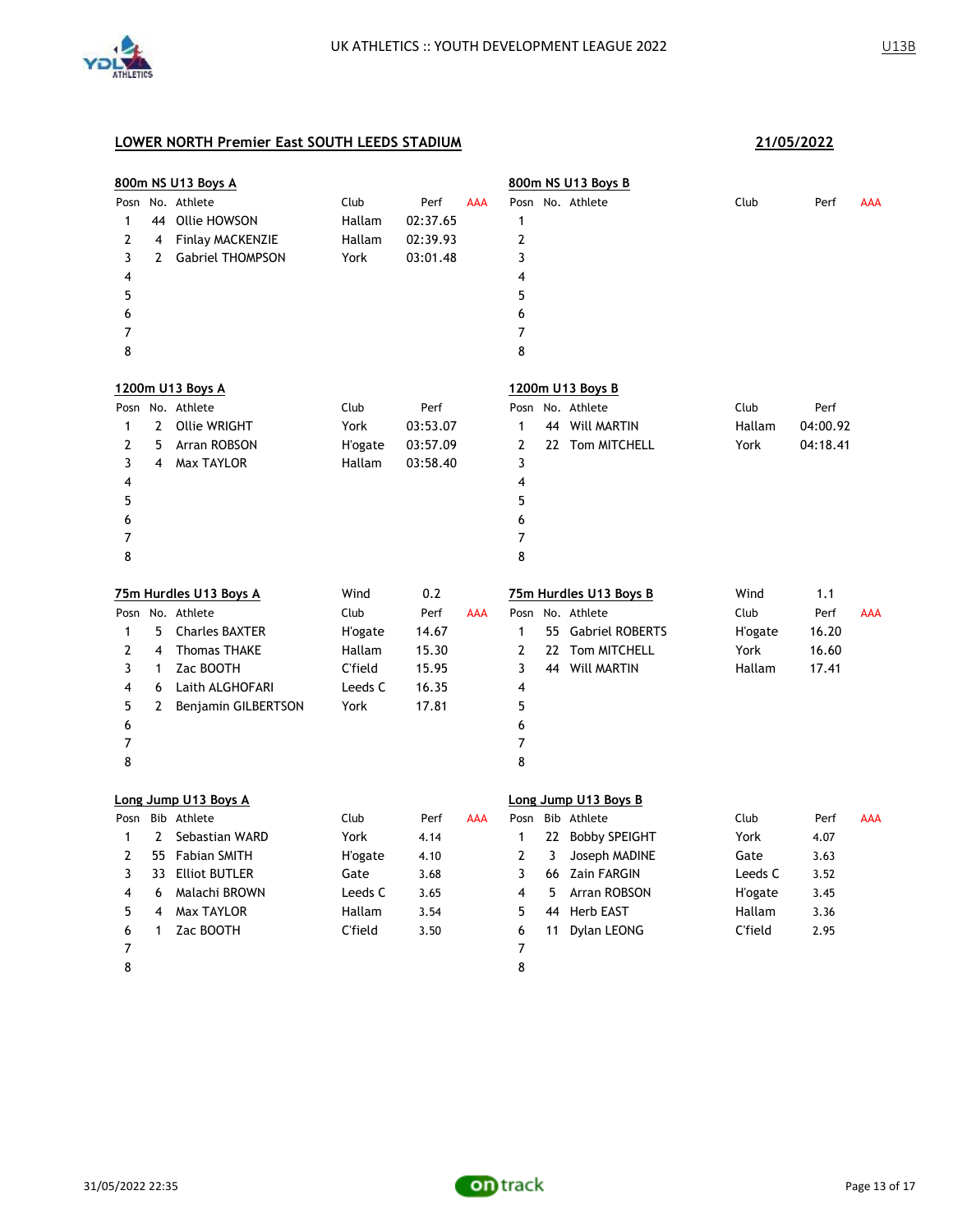UK ATHLETICS :: YOUTH DEVELOPMENT LEAGUE 2022

U13B

## LOWER NORTH Premier East SOUTH LEEDS STADIUM

**21/05/2022**

### 800m NS U13 Boys A

| Posn | No. | Athlete | Club | Perf | AAA |
|---|---|---|---|---|---|
| 1 | 44 | Ollie HOWSON | Hallam | 02:37.65 | |
| 2 | 4 | Finlay MACKENZIE | Hallam | 02:39.93 | |
| 3 | 2 | Gabriel THOMPSON | York | 03:01.48 | |
| 4 | | | | | |
| 5 | | | | | |
| 6 | | | | | |
| 7 | | | | | |
| 8 | | | | | |

### 800m NS U13 Boys B

| Posn | No. | Athlete | Club | Perf | AAA |
|---|---|---|---|---|---|
| 1 | | | | | |
| 2 | | | | | |
| 3 | | | | | |
| 4 | | | | | |
| 5 | | | | | |
| 6 | | | | | |
| 7 | | | | | |
| 8 | | | | | |

### 1200m U13 Boys A

| Posn | No. | Athlete | Club | Perf |
|---|---|---|---|---|
| 1 | 2 | Ollie WRIGHT | York | 03:53.07 |
| 2 | 5 | Arran ROBSON | H'ogate | 03:57.09 |
| 3 | 4 | Max TAYLOR | Hallam | 03:58.40 |
| 4 | | | | |
| 5 | | | | |
| 6 | | | | |
| 7 | | | | |
| 8 | | | | |

### 1200m U13 Boys B

| Posn | No. | Athlete | Club | Perf |
|---|---|---|---|---|
| 1 | 44 | Will MARTIN | Hallam | 04:00.92 |
| 2 | 22 | Tom MITCHELL | York | 04:18.41 |
| 3 | | | | |
| 4 | | | | |
| 5 | | | | |
| 6 | | | | |
| 7 | | | | |
| 8 | | | | |

### 75m Hurdles U13 Boys A

Wind 0.2

| Posn | No. | Athlete | Club | Perf | AAA |
|---|---|---|---|---|---|
| 1 | 5 | Charles BAXTER | H'ogate | 14.67 | |
| 2 | 4 | Thomas THAKE | Hallam | 15.30 | |
| 3 | 1 | Zac BOOTH | C'field | 15.95 | |
| 4 | 6 | Laith ALGHOFARI | Leeds C | 16.35 | |
| 5 | 2 | Benjamin GILBERTSON | York | 17.81 | |
| 6 | | | | | |
| 7 | | | | | |
| 8 | | | | | |

### 75m Hurdles U13 Boys B

Wind 1.1

| Posn | No. | Athlete | Club | Perf | AAA |
|---|---|---|---|---|---|
| 1 | 55 | Gabriel ROBERTS | H'ogate | 16.20 | |
| 2 | 22 | Tom MITCHELL | York | 16.60 | |
| 3 | 44 | Will MARTIN | Hallam | 17.41 | |
| 4 | | | | | |
| 5 | | | | | |
| 6 | | | | | |
| 7 | | | | | |
| 8 | | | | | |

### Long Jump U13 Boys A

| Posn | Bib | Athlete | Club | Perf | AAA |
|---|---|---|---|---|---|
| 1 | 2 | Sebastian WARD | York | 4.14 | |
| 2 | 55 | Fabian SMITH | H'ogate | 4.10 | |
| 3 | 33 | Elliot BUTLER | Gate | 3.68 | |
| 4 | 6 | Malachi BROWN | Leeds C | 3.65 | |
| 5 | 4 | Max TAYLOR | Hallam | 3.54 | |
| 6 | 1 | Zac BOOTH | C'field | 3.50 | |
| 7 | | | | | |
| 8 | | | | | |

### Long Jump U13 Boys B

| Posn | Bib | Athlete | Club | Perf | AAA |
|---|---|---|---|---|---|
| 1 | 22 | Bobby SPEIGHT | York | 4.07 | |
| 2 | 3 | Joseph MADINE | Gate | 3.63 | |
| 3 | 66 | Zain FARGIN | Leeds C | 3.52 | |
| 4 | 5 | Arran ROBSON | H'ogate | 3.45 | |
| 5 | 44 | Herb EAST | Hallam | 3.36 | |
| 6 | 11 | Dylan LEONG | C'field | 2.95 | |
| 7 | | | | | |
| 8 | | | | | |

31/05/2022 22:35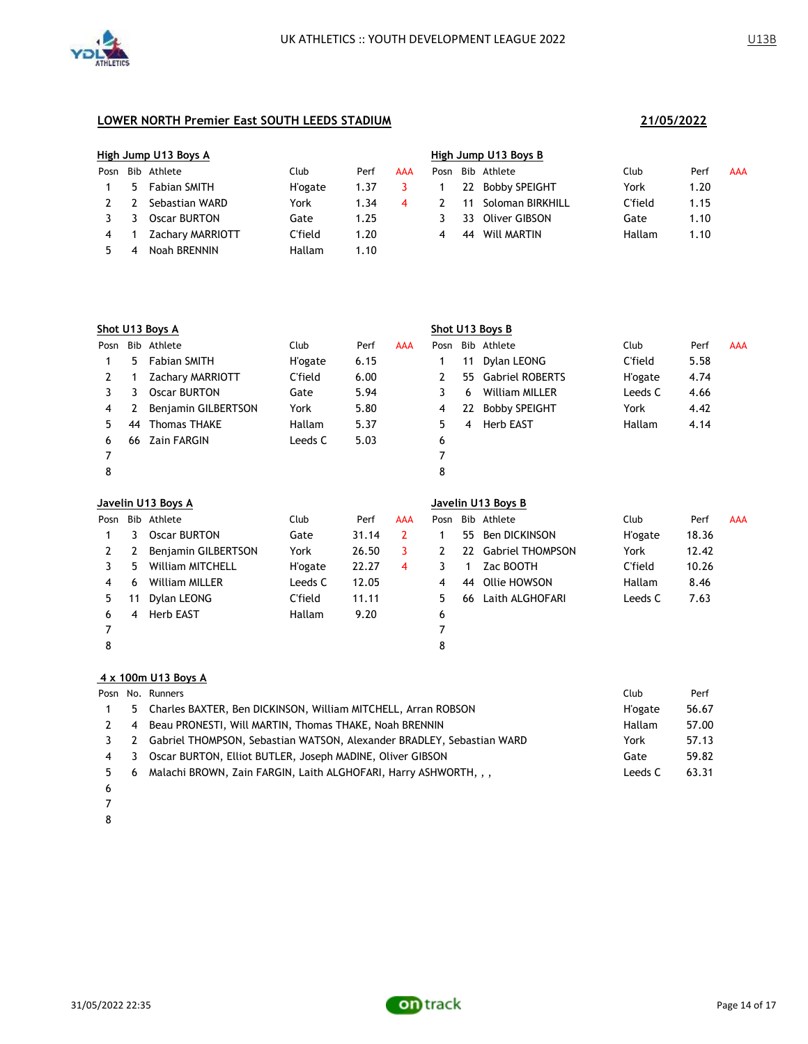UK ATHLETICS :: YOUTH DEVELOPMENT LEAGUE 2022

U13B

## LOWER NORTH Premier East SOUTH LEEDS STADIUM

**21/05/2022**

### High Jump U13 Boys A

| Posn | Bib | Athlete | Club | Perf | AAA |
|---|---|---|---|---|---|
| 1 | 5 | Fabian SMITH | H'ogate | 1.37 | 3 |
| 2 | 2 | Sebastian WARD | York | 1.34 | 4 |
| 3 | 3 | Oscar BURTON | Gate | 1.25 | |
| 4 | 1 | Zachary MARRIOTT | C'field | 1.20 | |
| 5 | 4 | Noah BRENNIN | Hallam | 1.10 | |

### High Jump U13 Boys B

| Posn | Bib | Athlete | Club | Perf | AAA |
|---|---|---|---|---|---|
| 1 | 22 | Bobby SPEIGHT | York | 1.20 | |
| 2 | 11 | Soloman BIRKHILL | C'field | 1.15 | |
| 3 | 33 | Oliver GIBSON | Gate | 1.10 | |
| 4 | 44 | Will MARTIN | Hallam | 1.10 | |

### Shot U13 Boys A

| Posn | Bib | Athlete | Club | Perf | AAA |
|---|---|---|---|---|---|
| 1 | 5 | Fabian SMITH | H'ogate | 6.15 | |
| 2 | 1 | Zachary MARRIOTT | C'field | 6.00 | |
| 3 | 3 | Oscar BURTON | Gate | 5.94 | |
| 4 | 2 | Benjamin GILBERTSON | York | 5.80 | |
| 5 | 44 | Thomas THAKE | Hallam | 5.37 | |
| 6 | 66 | Zain FARGIN | Leeds C | 5.03 | |
| 7 | | | | | |
| 8 | | | | | |

### Shot U13 Boys B

| Posn | Bib | Athlete | Club | Perf | AAA |
|---|---|---|---|---|---|
| 1 | 11 | Dylan LEONG | C'field | 5.58 | |
| 2 | 55 | Gabriel ROBERTS | H'ogate | 4.74 | |
| 3 | 6 | William MILLER | Leeds C | 4.66 | |
| 4 | 22 | Bobby SPEIGHT | York | 4.42 | |
| 5 | 4 | Herb EAST | Hallam | 4.14 | |
| 6 | | | | | |
| 7 | | | | | |
| 8 | | | | | |

### Javelin U13 Boys A

| Posn | Bib | Athlete | Club | Perf | AAA |
|---|---|---|---|---|---|
| 1 | 3 | Oscar BURTON | Gate | 31.14 | 2 |
| 2 | 2 | Benjamin GILBERTSON | York | 26.50 | 3 |
| 3 | 5 | William MITCHELL | H'ogate | 22.27 | 4 |
| 4 | 6 | William MILLER | Leeds C | 12.05 | |
| 5 | 11 | Dylan LEONG | C'field | 11.11 | |
| 6 | 4 | Herb EAST | Hallam | 9.20 | |
| 7 | | | | | |
| 8 | | | | | |

### Javelin U13 Boys B

| Posn | Bib | Athlete | Club | Perf | AAA |
|---|---|---|---|---|---|
| 1 | 55 | Ben DICKINSON | H'ogate | 18.36 | |
| 2 | 22 | Gabriel THOMPSON | York | 12.42 | |
| 3 | 1 | Zac BOOTH | C'field | 10.26 | |
| 4 | 44 | Ollie HOWSON | Hallam | 8.46 | |
| 5 | 66 | Laith ALGHOFARI | Leeds C | 7.63 | |
| 6 | | | | | |
| 7 | | | | | |
| 8 | | | | | |

### 4 x 100m U13 Boys A

| Posn | No. | Runners | Club | Perf |
|---|---|---|---|---|
| 1 | 5 | Charles BAXTER, Ben DICKINSON, William MITCHELL, Arran ROBSON | H'ogate | 56.67 |
| 2 | 4 | Beau PRONESTI, Will MARTIN, Thomas THAKE, Noah BRENNIN | Hallam | 57.00 |
| 3 | 2 | Gabriel THOMPSON, Sebastian WATSON, Alexander BRADLEY, Sebastian WARD | York | 57.13 |
| 4 | 3 | Oscar BURTON, Elliot BUTLER, Joseph MADINE, Oliver GIBSON | Gate | 59.82 |
| 5 | 6 | Malachi BROWN, Zain FARGIN, Laith ALGHOFARI, Harry ASHWORTH, , , | Leeds C | 63.31 |
| 6 | | | | |
| 7 | | | | |
| 8 | | | | |

31/05/2022 22:35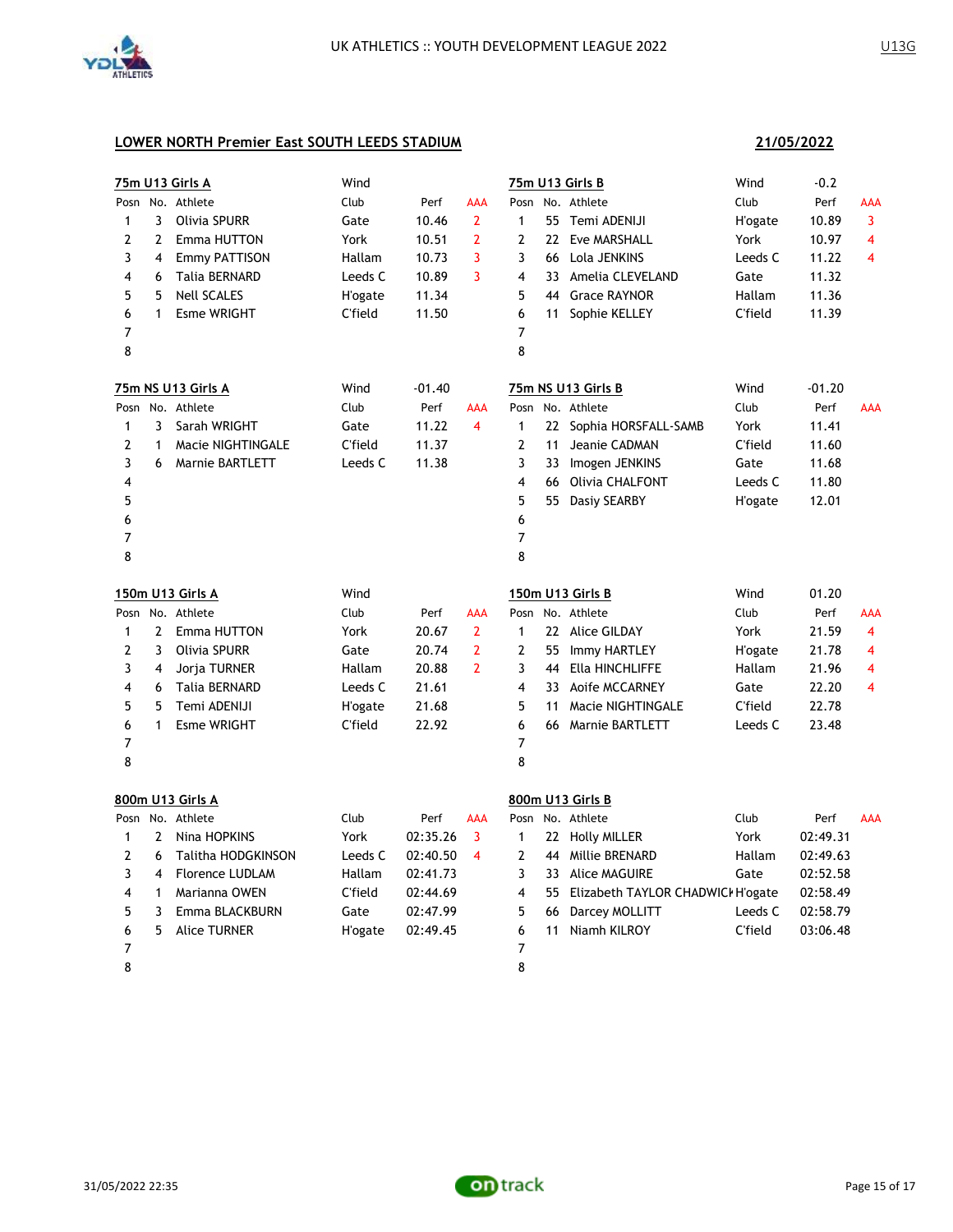## LOWER NORTH Premier East SOUTH LEEDS STADIUM

**21/05/2022**

### 75m U13 Girls A

Wind:

| Posn | No. | Athlete | Club | Perf | AAA |
|---|---|---|---|---|---|
| 1 | 3 | Olivia SPURR | Gate | 10.46 | 2 |
| 2 | 2 | Emma HUTTON | York | 10.51 | 2 |
| 3 | 4 | Emmy PATTISON | Hallam | 10.73 | 3 |
| 4 | 6 | Talia BERNARD | Leeds C | 10.89 | 3 |
| 5 | 5 | Nell SCALES | H'ogate | 11.34 | |
| 6 | 1 | Esme WRIGHT | C'field | 11.50 | |
| 7 | | | | | |
| 8 | | | | | |

### 75m U13 Girls B

Wind: -0.2

| Posn | No. | Athlete | Club | Perf | AAA |
|---|---|---|---|---|---|
| 1 | 55 | Temi ADENIJI | H'ogate | 10.89 | 3 |
| 2 | 22 | Eve MARSHALL | York | 10.97 | 4 |
| 3 | 66 | Lola JENKINS | Leeds C | 11.22 | 4 |
| 4 | 33 | Amelia CLEVELAND | Gate | 11.32 | |
| 5 | 44 | Grace RAYNOR | Hallam | 11.36 | |
| 6 | 11 | Sophie KELLEY | C'field | 11.39 | |
| 7 | | | | | |
| 8 | | | | | |

### 75m NS U13 Girls A

Wind: -01.40

| Posn | No. | Athlete | Club | Perf | AAA |
|---|---|---|---|---|---|
| 1 | 3 | Sarah WRIGHT | Gate | 11.22 | 4 |
| 2 | 1 | Macie NIGHTINGALE | C'field | 11.37 | |
| 3 | 6 | Marnie BARTLETT | Leeds C | 11.38 | |
| 4 | | | | | |
| 5 | | | | | |
| 6 | | | | | |
| 7 | | | | | |
| 8 | | | | | |

### 75m NS U13 Girls B

Wind: -01.20

| Posn | No. | Athlete | Club | Perf | AAA |
|---|---|---|---|---|---|
| 1 | 22 | Sophia HORSFALL-SAMB | York | 11.41 | |
| 2 | 11 | Jeanie CADMAN | C'field | 11.60 | |
| 3 | 33 | Imogen JENKINS | Gate | 11.68 | |
| 4 | 66 | Olivia CHALFONT | Leeds C | 11.80 | |
| 5 | 55 | Dasiy SEARBY | H'ogate | 12.01 | |
| 6 | | | | | |
| 7 | | | | | |
| 8 | | | | | |

### 150m U13 Girls A

Wind:

| Posn | No. | Athlete | Club | Perf | AAA |
|---|---|---|---|---|---|
| 1 | 2 | Emma HUTTON | York | 20.67 | 2 |
| 2 | 3 | Olivia SPURR | Gate | 20.74 | 2 |
| 3 | 4 | Jorja TURNER | Hallam | 20.88 | 2 |
| 4 | 6 | Talia BERNARD | Leeds C | 21.61 | |
| 5 | 5 | Temi ADENIJI | H'ogate | 21.68 | |
| 6 | 1 | Esme WRIGHT | C'field | 22.92 | |
| 7 | | | | | |
| 8 | | | | | |

### 150m U13 Girls B

Wind: 01.20

| Posn | No. | Athlete | Club | Perf | AAA |
|---|---|---|---|---|---|
| 1 | 22 | Alice GILDAY | York | 21.59 | 4 |
| 2 | 55 | Immy HARTLEY | H'ogate | 21.78 | 4 |
| 3 | 44 | Ella HINCHLIFFE | Hallam | 21.96 | 4 |
| 4 | 33 | Aoife MCCARNEY | Gate | 22.20 | 4 |
| 5 | 11 | Macie NIGHTINGALE | C'field | 22.78 | |
| 6 | 66 | Marnie BARTLETT | Leeds C | 23.48 | |
| 7 | | | | | |
| 8 | | | | | |

### 800m U13 Girls A

| Posn | No. | Athlete | Club | Perf | AAA |
|---|---|---|---|---|---|
| 1 | 2 | Nina HOPKINS | York | 02:35.26 | 3 |
| 2 | 6 | Talitha HODGKINSON | Leeds C | 02:40.50 | 4 |
| 3 | 4 | Florence LUDLAM | Hallam | 02:41.73 | |
| 4 | 1 | Marianna OWEN | C'field | 02:44.69 | |
| 5 | 3 | Emma BLACKBURN | Gate | 02:47.99 | |
| 6 | 5 | Alice TURNER | H'ogate | 02:49.45 | |
| 7 | | | | | |
| 8 | | | | | |

### 800m U13 Girls B

| Posn | No. | Athlete | Club | Perf | AAA |
|---|---|---|---|---|---|
| 1 | 22 | Holly MILLER | York | 02:49.31 | |
| 2 | 44 | Millie BRENARD | Hallam | 02:49.63 | |
| 3 | 33 | Alice MAGUIRE | Gate | 02:52.58 | |
| 4 | 55 | Elizabeth TAYLOR CHADWICK | H'ogate | 02:58.49 | |
| 5 | 66 | Darcey MOLLITT | Leeds C | 02:58.79 | |
| 6 | 11 | Niamh KILROY | C'field | 03:06.48 | |
| 7 | | | | | |
| 8 | | | | | |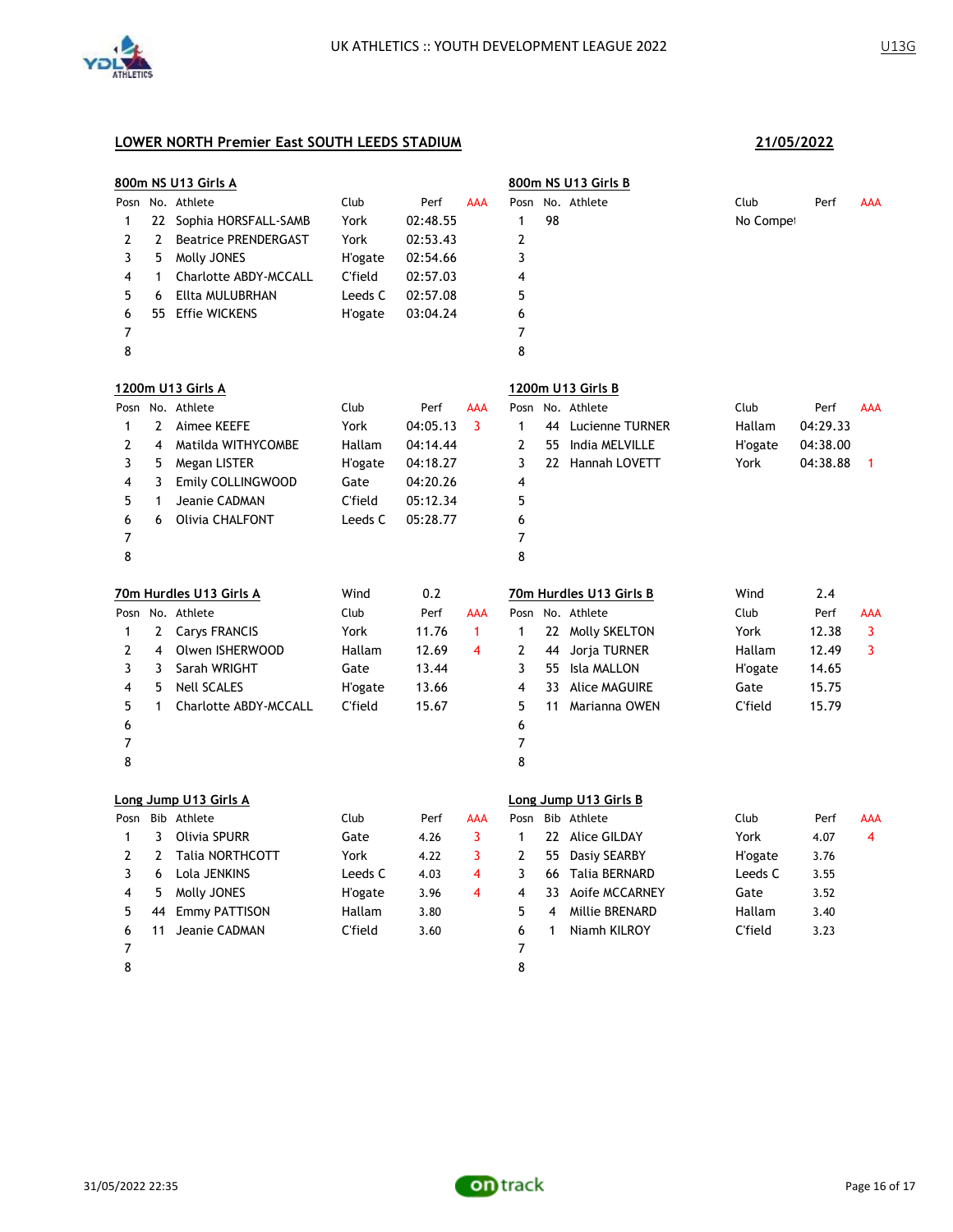UK ATHLETICS :: YOUTH DEVELOPMENT LEAGUE 2022

U13G

## LOWER NORTH Premier East SOUTH LEEDS STADIUM

**21/05/2022**

### 800m NS U13 Girls A

| Posn | No. | Athlete | Club | Perf | AAA |
|---|---|---|---|---|---|
| 1 | 22 | Sophia HORSFALL-SAMB | York | 02:48.55 | |
| 2 | 2 | Beatrice PRENDERGAST | York | 02:53.43 | |
| 3 | 5 | Molly JONES | H'ogate | 02:54.66 | |
| 4 | 1 | Charlotte ABDY-MCCALL | C'field | 02:57.03 | |
| 5 | 6 | Ellta MULUBRHAN | Leeds C | 02:57.08 | |
| 6 | 55 | Effie WICKENS | H'ogate | 03:04.24 | |
| 7 | | | | | |
| 8 | | | | | |

### 800m NS U13 Girls B

| Posn | No. | Athlete | Club | Perf | AAA |
|---|---|---|---|---|---|
| 1 | 98 | | No Compet | | |
| 2 | | | | | |
| 3 | | | | | |
| 4 | | | | | |
| 5 | | | | | |
| 6 | | | | | |
| 7 | | | | | |
| 8 | | | | | |

### 1200m U13 Girls A

| Posn | No. | Athlete | Club | Perf | AAA |
|---|---|---|---|---|---|
| 1 | 2 | Aimee KEEFE | York | 04:05.13 | 3 |
| 2 | 4 | Matilda WITHYCOMBE | Hallam | 04:14.44 | |
| 3 | 5 | Megan LISTER | H'ogate | 04:18.27 | |
| 4 | 3 | Emily COLLINGWOOD | Gate | 04:20.26 | |
| 5 | 1 | Jeanie CADMAN | C'field | 05:12.34 | |
| 6 | 6 | Olivia CHALFONT | Leeds C | 05:28.77 | |
| 7 | | | | | |
| 8 | | | | | |

### 1200m U13 Girls B

| Posn | No. | Athlete | Club | Perf | AAA |
|---|---|---|---|---|---|
| 1 | 44 | Lucienne TURNER | Hallam | 04:29.33 | |
| 2 | 55 | India MELVILLE | H'ogate | 04:38.00 | |
| 3 | 22 | Hannah LOVETT | York | 04:38.88 | 1 |
| 4 | | | | | |
| 5 | | | | | |
| 6 | | | | | |
| 7 | | | | | |
| 8 | | | | | |

### 70m Hurdles U13 Girls A

Wind 0.2

| Posn | No. | Athlete | Club | Perf | AAA |
|---|---|---|---|---|---|
| 1 | 2 | Carys FRANCIS | York | 11.76 | 1 |
| 2 | 4 | Olwen ISHERWOOD | Hallam | 12.69 | 4 |
| 3 | 3 | Sarah WRIGHT | Gate | 13.44 | |
| 4 | 5 | Nell SCALES | H'ogate | 13.66 | |
| 5 | 1 | Charlotte ABDY-MCCALL | C'field | 15.67 | |
| 6 | | | | | |
| 7 | | | | | |
| 8 | | | | | |

### 70m Hurdles U13 Girls B

Wind 2.4

| Posn | No. | Athlete | Club | Perf | AAA |
|---|---|---|---|---|---|
| 1 | 22 | Molly SKELTON | York | 12.38 | 3 |
| 2 | 44 | Jorja TURNER | Hallam | 12.49 | 3 |
| 3 | 55 | Isla MALLON | H'ogate | 14.65 | |
| 4 | 33 | Alice MAGUIRE | Gate | 15.75 | |
| 5 | 11 | Marianna OWEN | C'field | 15.79 | |
| 6 | | | | | |
| 7 | | | | | |
| 8 | | | | | |

### Long Jump U13 Girls A

| Posn | Bib | Athlete | Club | Perf | AAA |
|---|---|---|---|---|---|
| 1 | 3 | Olivia SPURR | Gate | 4.26 | 3 |
| 2 | 2 | Talia NORTHCOTT | York | 4.22 | 3 |
| 3 | 6 | Lola JENKINS | Leeds C | 4.03 | 4 |
| 4 | 5 | Molly JONES | H'ogate | 3.96 | 4 |
| 5 | 44 | Emmy PATTISON | Hallam | 3.80 | |
| 6 | 11 | Jeanie CADMAN | C'field | 3.60 | |
| 7 | | | | | |
| 8 | | | | | |

### Long Jump U13 Girls B

| Posn | Bib | Athlete | Club | Perf | AAA |
|---|---|---|---|---|---|
| 1 | 22 | Alice GILDAY | York | 4.07 | 4 |
| 2 | 55 | Dasiy SEARBY | H'ogate | 3.76 | |
| 3 | 66 | Talia BERNARD | Leeds C | 3.55 | |
| 4 | 33 | Aoife MCCARNEY | Gate | 3.52 | |
| 5 | 4 | Millie BRENARD | Hallam | 3.40 | |
| 6 | 1 | Niamh KILROY | C'field | 3.23 | |
| 7 | | | | | |
| 8 | | | | | |

31/05/2022 22:35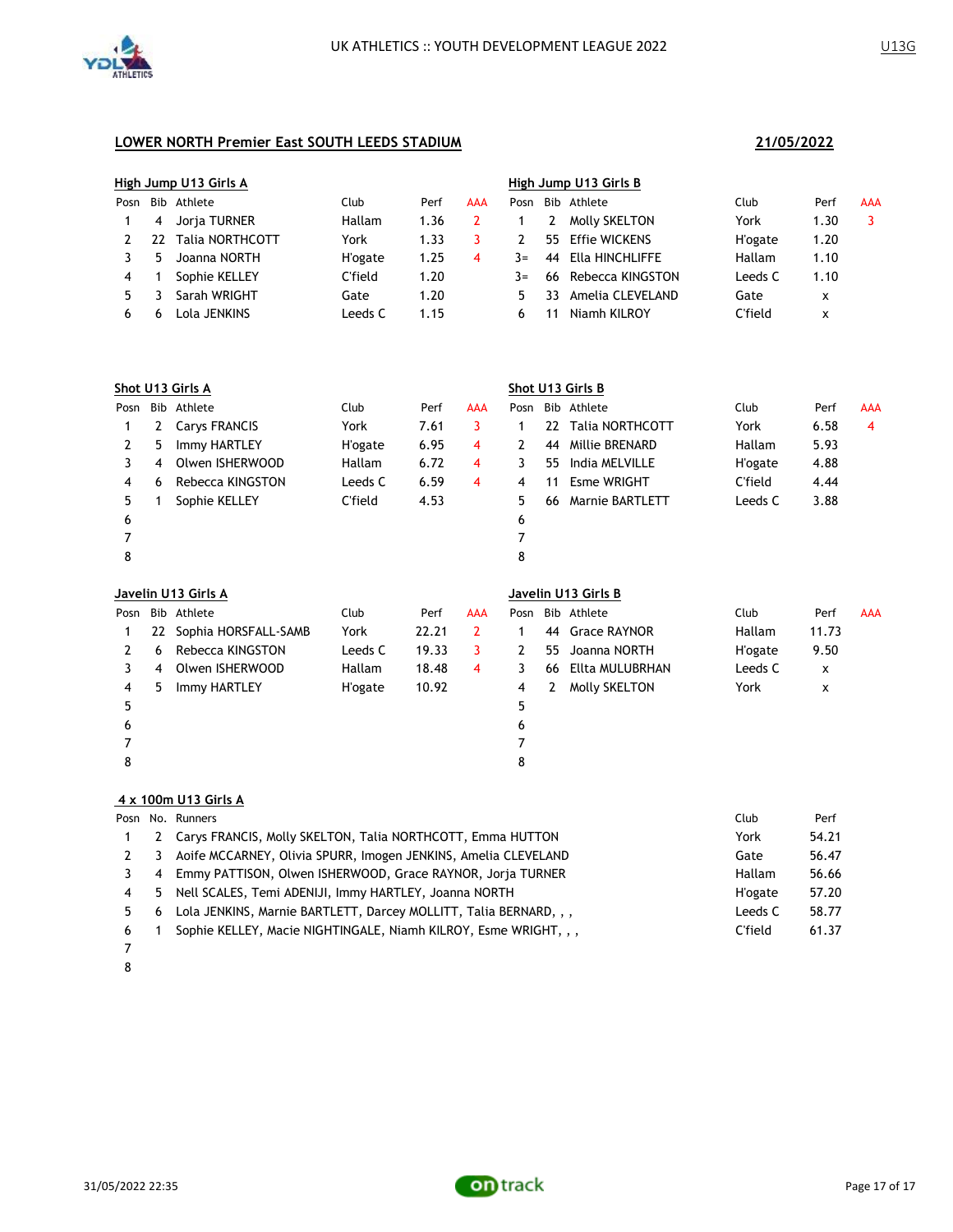UK ATHLETICS :: YOUTH DEVELOPMENT LEAGUE 2022

U13G

## LOWER NORTH Premier East SOUTH LEEDS STADIUM

**21/05/2022**

### High Jump U13 Girls A

| Posn | Bib | Athlete | Club | Perf | AAA |
|---|---|---|---|---|---|
| 1 | 4 | Jorja TURNER | Hallam | 1.36 | 2 |
| 2 | 22 | Talia NORTHCOTT | York | 1.33 | 3 |
| 3 | 5 | Joanna NORTH | H'ogate | 1.25 | 4 |
| 4 | 1 | Sophie KELLEY | C'field | 1.20 | |
| 5 | 3 | Sarah WRIGHT | Gate | 1.20 | |
| 6 | 6 | Lola JENKINS | Leeds C | 1.15 | |

### High Jump U13 Girls B

| Posn | Bib | Athlete | Club | Perf | AAA |
|---|---|---|---|---|---|
| 1 | 2 | Molly SKELTON | York | 1.30 | 3 |
| 2 | 55 | Effie WICKENS | H'ogate | 1.20 | |
| 3= | 44 | Ella HINCHLIFFE | Hallam | 1.10 | |
| 3= | 66 | Rebecca KINGSTON | Leeds C | 1.10 | |
| 5 | 33 | Amelia CLEVELAND | Gate | x | |
| 6 | 11 | Niamh KILROY | C'field | x | |

### Shot U13 Girls A

| Posn | Bib | Athlete | Club | Perf | AAA |
|---|---|---|---|---|---|
| 1 | 2 | Carys FRANCIS | York | 7.61 | 3 |
| 2 | 5 | Immy HARTLEY | H'ogate | 6.95 | 4 |
| 3 | 4 | Olwen ISHERWOOD | Hallam | 6.72 | 4 |
| 4 | 6 | Rebecca KINGSTON | Leeds C | 6.59 | 4 |
| 5 | 1 | Sophie KELLEY | C'field | 4.53 | |
| 6 | | | | | |
| 7 | | | | | |
| 8 | | | | | |

### Shot U13 Girls B

| Posn | Bib | Athlete | Club | Perf | AAA |
|---|---|---|---|---|---|
| 1 | 22 | Talia NORTHCOTT | York | 6.58 | 4 |
| 2 | 44 | Millie BRENARD | Hallam | 5.93 | |
| 3 | 55 | India MELVILLE | H'ogate | 4.88 | |
| 4 | 11 | Esme WRIGHT | C'field | 4.44 | |
| 5 | 66 | Marnie BARTLETT | Leeds C | 3.88 | |
| 6 | | | | | |
| 7 | | | | | |
| 8 | | | | | |

### Javelin U13 Girls A

| Posn | Bib | Athlete | Club | Perf | AAA |
|---|---|---|---|---|---|
| 1 | 22 | Sophia HORSFALL-SAMB | York | 22.21 | 2 |
| 2 | 6 | Rebecca KINGSTON | Leeds C | 19.33 | 3 |
| 3 | 4 | Olwen ISHERWOOD | Hallam | 18.48 | 4 |
| 4 | 5 | Immy HARTLEY | H'ogate | 10.92 | |
| 5 | | | | | |
| 6 | | | | | |
| 7 | | | | | |
| 8 | | | | | |

### Javelin U13 Girls B

| Posn | Bib | Athlete | Club | Perf | AAA |
|---|---|---|---|---|---|
| 1 | 44 | Grace RAYNOR | Hallam | 11.73 | |
| 2 | 55 | Joanna NORTH | H'ogate | 9.50 | |
| 3 | 66 | Ellta MULUBRHAN | Leeds C | x | |
| 4 | 2 | Molly SKELTON | York | x | |
| 5 | | | | | |
| 6 | | | | | |
| 7 | | | | | |
| 8 | | | | | |

### 4 x 100m U13 Girls A

| Posn | No. | Runners | Club | Perf |
|---|---|---|---|---|
| 1 | 2 | Carys FRANCIS, Molly SKELTON, Talia NORTHCOTT, Emma HUTTON | York | 54.21 |
| 2 | 3 | Aoife MCCARNEY, Olivia SPURR, Imogen JENKINS, Amelia CLEVELAND | Gate | 56.47 |
| 3 | 4 | Emmy PATTISON, Olwen ISHERWOOD, Grace RAYNOR, Jorja TURNER | Hallam | 56.66 |
| 4 | 5 | Nell SCALES, Temi ADENIJI, Immy HARTLEY, Joanna NORTH | H'ogate | 57.20 |
| 5 | 6 | Lola JENKINS, Marnie BARTLETT, Darcey MOLLITT, Talia BERNARD, , , | Leeds C | 58.77 |
| 6 | 1 | Sophie KELLEY, Macie NIGHTINGALE, Niamh KILROY, Esme WRIGHT, , , | C'field | 61.37 |
| 7 | | | | |
| 8 | | | | |

31/05/2022 22:35